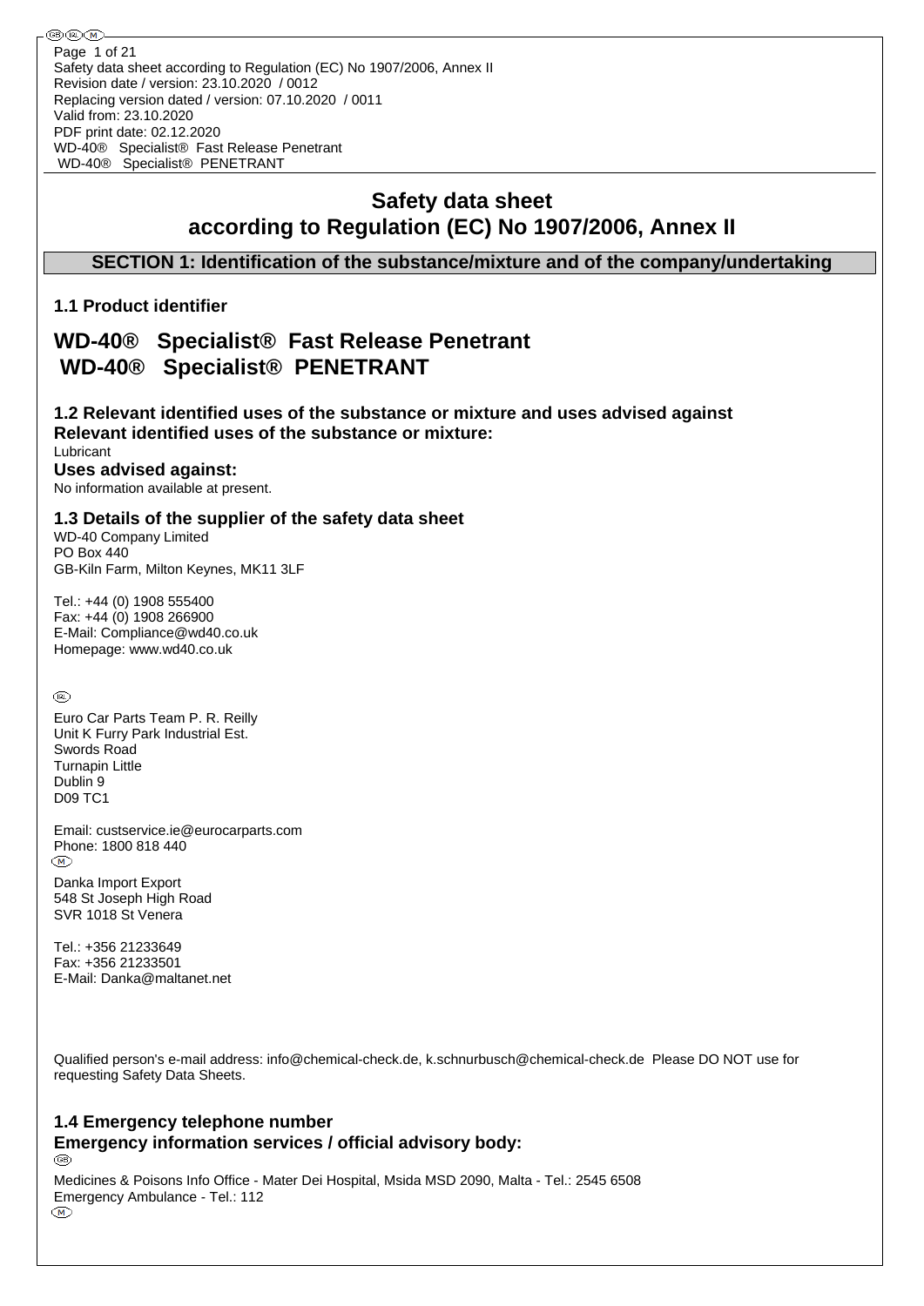# Safety data sheet according to Regulation (EC) No 1907/2006, Annex II

## SECTION 1: Identification of the substance/mixture and of the company/undertaking

### 1.1 Product identifier

# WD-40® Specialist® Fast Release Penetrant
# WD-40® Specialist® PENETRANT

### 1.2 Relevant identified uses of the substance or mixture and uses advised against

**Relevant identified uses of the substance or mixture:**

Lubricant

**Uses advised against:**

No information available at present.

### 1.3 Details of the supplier of the safety data sheet

WD-40 Company Limited
PO Box 440
GB-Kiln Farm, Milton Keynes, MK11 3LF

Tel.: +44 (0) 1908 555400
Fax: +44 (0) 1908 266900
E-Mail: Compliance@wd40.co.uk
Homepage: www.wd40.co.uk

(IRL)

Euro Car Parts Team P. R. Reilly
Unit K Furry Park Industrial Est.
Swords Road
Turnapin Little
Dublin 9
D09 TC1

Email: custservice.ie@eurocarparts.com
Phone: 1800 818 440

(M)

Danka Import Export
548 St Joseph High Road
SVR 1018 St Venera

Tel.: +356 21233649
Fax: +356 21233501
E-Mail: Danka@maltanet.net

Qualified person's e-mail address: info@chemical-check.de, k.schnurbusch@chemical-check.de Please DO NOT use for requesting Safety Data Sheets.

### 1.4 Emergency telephone number

**Emergency information services / official advisory body:**

(GB)

Medicines & Poisons Info Office - Mater Dei Hospital, Msida MSD 2090, Malta - Tel.: 2545 6508
Emergency Ambulance - Tel.: 112

(M)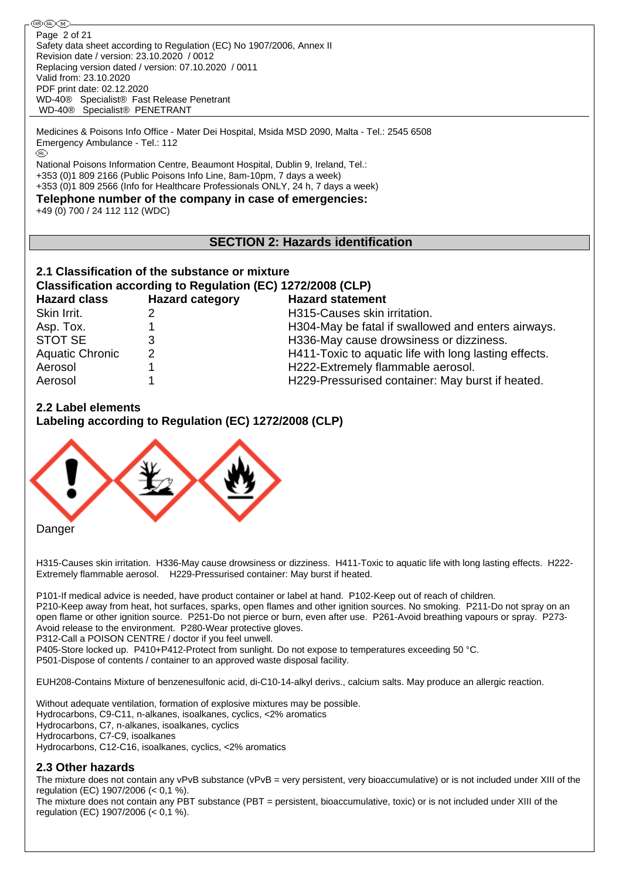Medicines & Poisons Info Office - Mater Dei Hospital, Msida MSD 2090, Malta - Tel.: 2545 6508
Emergency Ambulance - Tel.: 112

National Poisons Information Centre, Beaumont Hospital, Dublin 9, Ireland, Tel.:
+353 (0)1 809 2166 (Public Poisons Info Line, 8am-10pm, 7 days a week)
+353 (0)1 809 2566 (Info for Healthcare Professionals ONLY, 24 h, 7 days a week)

**Telephone number of the company in case of emergencies:**
+49 (0) 700 / 24 112 112 (WDC)

## SECTION 2: Hazards identification

### 2.1 Classification of the substance or mixture

**Classification according to Regulation (EC) 1272/2008 (CLP)**

| Hazard class | Hazard category | Hazard statement |
|---|---|---|
| Skin Irrit. | 2 | H315-Causes skin irritation. |
| Asp. Tox. | 1 | H304-May be fatal if swallowed and enters airways. |
| STOT SE | 3 | H336-May cause drowsiness or dizziness. |
| Aquatic Chronic | 2 | H411-Toxic to aquatic life with long lasting effects. |
| Aerosol | 1 | H222-Extremely flammable aerosol. |
| Aerosol | 1 | H229-Pressurised container: May burst if heated. |

### 2.2 Label elements

**Labeling according to Regulation (EC) 1272/2008 (CLP)**

Danger

H315-Causes skin irritation. H336-May cause drowsiness or dizziness. H411-Toxic to aquatic life with long lasting effects. H222-Extremely flammable aerosol. H229-Pressurised container: May burst if heated.

P101-If medical advice is needed, have product container or label at hand. P102-Keep out of reach of children.
P210-Keep away from heat, hot surfaces, sparks, open flames and other ignition sources. No smoking. P211-Do not spray on an open flame or other ignition source. P251-Do not pierce or burn, even after use. P261-Avoid breathing vapours or spray. P273-Avoid release to the environment. P280-Wear protective gloves.
P312-Call a POISON CENTRE / doctor if you feel unwell.
P405-Store locked up. P410+P412-Protect from sunlight. Do not expose to temperatures exceeding 50 °C.
P501-Dispose of contents / container to an approved waste disposal facility.

EUH208-Contains Mixture of benzenesulfonic acid, di-C10-14-alkyl derivs., calcium salts. May produce an allergic reaction.

Without adequate ventilation, formation of explosive mixtures may be possible.
Hydrocarbons, C9-C11, n-alkanes, isoalkanes, cyclics, <2% aromatics
Hydrocarbons, C7, n-alkanes, isoalkanes, cyclics
Hydrocarbons, C7-C9, isoalkanes
Hydrocarbons, C12-C16, isoalkanes, cyclics, <2% aromatics

### 2.3 Other hazards

The mixture does not contain any vPvB substance (vPvB = very persistent, very bioaccumulative) or is not included under XIII of the regulation (EC) 1907/2006 (< 0,1 %).
The mixture does not contain any PBT substance (PBT = persistent, bioaccumulative, toxic) or is not included under XIII of the regulation (EC) 1907/2006 (< 0,1 %).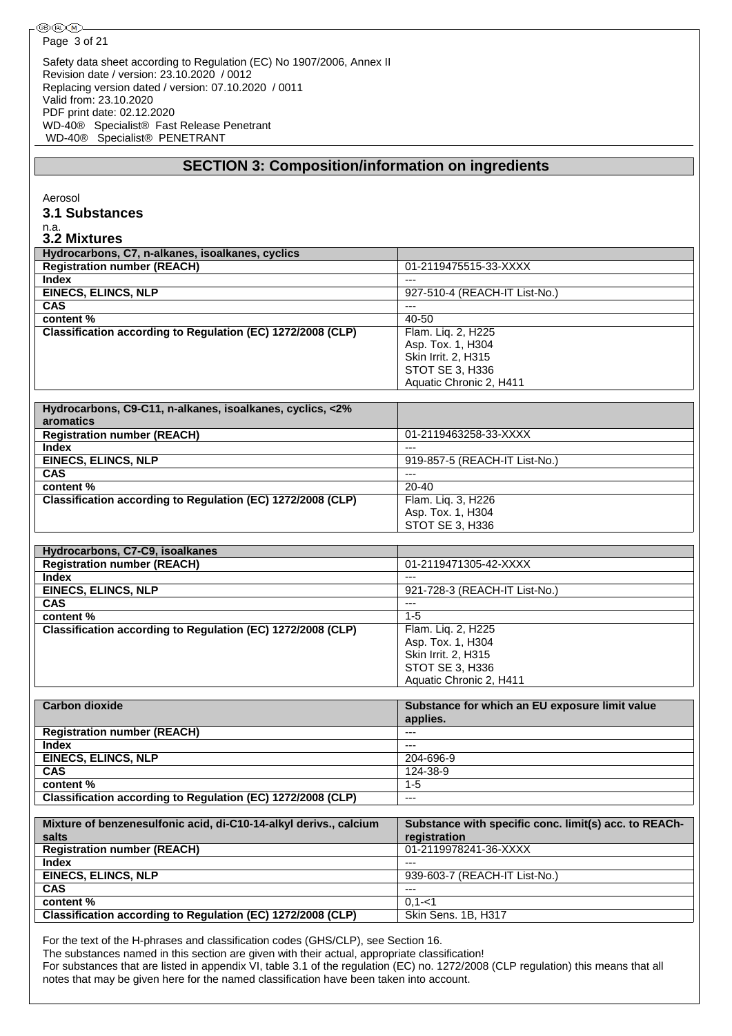## SECTION 3: Composition/information on ingredients

Aerosol

### 3.1 Substances

n.a.

### 3.2 Mixtures

| Hydrocarbons, C7, n-alkanes, isoalkanes, cyclics | |
|---|---|
| **Registration number (REACH)** | 01-2119475515-33-XXXX |
| **Index** | --- |
| **EINECS, ELINCS, NLP** | 927-510-4 (REACH-IT List-No.) |
| **CAS** | --- |
| **content %** | 40-50 |
| **Classification according to Regulation (EC) 1272/2008 (CLP)** | Flam. Liq. 2, H225<br>Asp. Tox. 1, H304<br>Skin Irrit. 2, H315<br>STOT SE 3, H336<br>Aquatic Chronic 2, H411 |

| Hydrocarbons, C9-C11, n-alkanes, isoalkanes, cyclics, <2% aromatics | |
|---|---|
| **Registration number (REACH)** | 01-2119463258-33-XXXX |
| **Index** | --- |
| **EINECS, ELINCS, NLP** | 919-857-5 (REACH-IT List-No.) |
| **CAS** | --- |
| **content %** | 20-40 |
| **Classification according to Regulation (EC) 1272/2008 (CLP)** | Flam. Liq. 3, H226<br>Asp. Tox. 1, H304<br>STOT SE 3, H336 |

| Hydrocarbons, C7-C9, isoalkanes | |
|---|---|
| **Registration number (REACH)** | 01-2119471305-42-XXXX |
| **Index** | --- |
| **EINECS, ELINCS, NLP** | 921-728-3 (REACH-IT List-No.) |
| **CAS** | --- |
| **content %** | 1-5 |
| **Classification according to Regulation (EC) 1272/2008 (CLP)** | Flam. Liq. 2, H225<br>Asp. Tox. 1, H304<br>Skin Irrit. 2, H315<br>STOT SE 3, H336<br>Aquatic Chronic 2, H411 |

| Carbon dioxide | Substance for which an EU exposure limit value applies. |
|---|---|
| **Registration number (REACH)** | --- |
| **Index** | --- |
| **EINECS, ELINCS, NLP** | 204-696-9 |
| **CAS** | 124-38-9 |
| **content %** | 1-5 |
| **Classification according to Regulation (EC) 1272/2008 (CLP)** | --- |

| Mixture of benzenesulfonic acid, di-C10-14-alkyl derivs., calcium salts | Substance with specific conc. limit(s) acc. to REACh-registration |
|---|---|
| **Registration number (REACH)** | 01-2119978241-36-XXXX |
| **Index** | --- |
| **EINECS, ELINCS, NLP** | 939-603-7 (REACH-IT List-No.) |
| **CAS** | --- |
| **content %** | 0,1-<1 |
| **Classification according to Regulation (EC) 1272/2008 (CLP)** | Skin Sens. 1B, H317 |

For the text of the H-phrases and classification codes (GHS/CLP), see Section 16.
The substances named in this section are given with their actual, appropriate classification!
For substances that are listed in appendix VI, table 3.1 of the regulation (EC) no. 1272/2008 (CLP regulation) this means that all notes that may be given here for the named classification have been taken into account.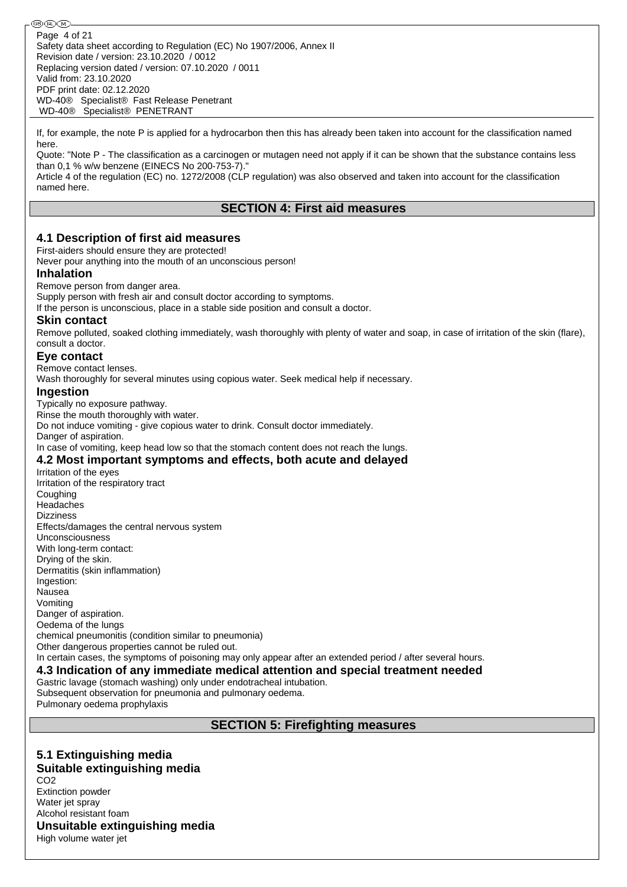If, for example, the note P is applied for a hydrocarbon then this has already been taken into account for the classification named here.

Quote: "Note P - The classification as a carcinogen or mutagen need not apply if it can be shown that the substance contains less than 0,1 % w/w benzene (EINECS No 200-753-7)."

Article 4 of the regulation (EC) no. 1272/2008 (CLP regulation) was also observed and taken into account for the classification named here.

## SECTION 4: First aid measures

### 4.1 Description of first aid measures

First-aiders should ensure they are protected!

Never pour anything into the mouth of an unconscious person!

#### Inhalation

Remove person from danger area.

Supply person with fresh air and consult doctor according to symptoms.

If the person is unconscious, place in a stable side position and consult a doctor.

#### Skin contact

Remove polluted, soaked clothing immediately, wash thoroughly with plenty of water and soap, in case of irritation of the skin (flare), consult a doctor.

#### Eye contact

Remove contact lenses.

Wash thoroughly for several minutes using copious water. Seek medical help if necessary.

#### Ingestion

Typically no exposure pathway.

Rinse the mouth thoroughly with water.

Do not induce vomiting - give copious water to drink. Consult doctor immediately.

Danger of aspiration.

In case of vomiting, keep head low so that the stomach content does not reach the lungs.

### 4.2 Most important symptoms and effects, both acute and delayed

Irritation of the eyes

Irritation of the respiratory tract

Coughing

Headaches

Dizziness

Effects/damages the central nervous system

Unconsciousness

With long-term contact:

Drying of the skin.

Dermatitis (skin inflammation)

Ingestion:

Nausea

Vomiting

Danger of aspiration.

Oedema of the lungs

chemical pneumonitis (condition similar to pneumonia)

Other dangerous properties cannot be ruled out.

In certain cases, the symptoms of poisoning may only appear after an extended period / after several hours.

### 4.3 Indication of any immediate medical attention and special treatment needed

Gastric lavage (stomach washing) only under endotracheal intubation.

Subsequent observation for pneumonia and pulmonary oedema.

Pulmonary oedema prophylaxis

## SECTION 5: Firefighting measures

### 5.1 Extinguishing media

#### Suitable extinguishing media

$CO_2$

Extinction powder

Water jet spray

Alcohol resistant foam

#### Unsuitable extinguishing media

High volume water jet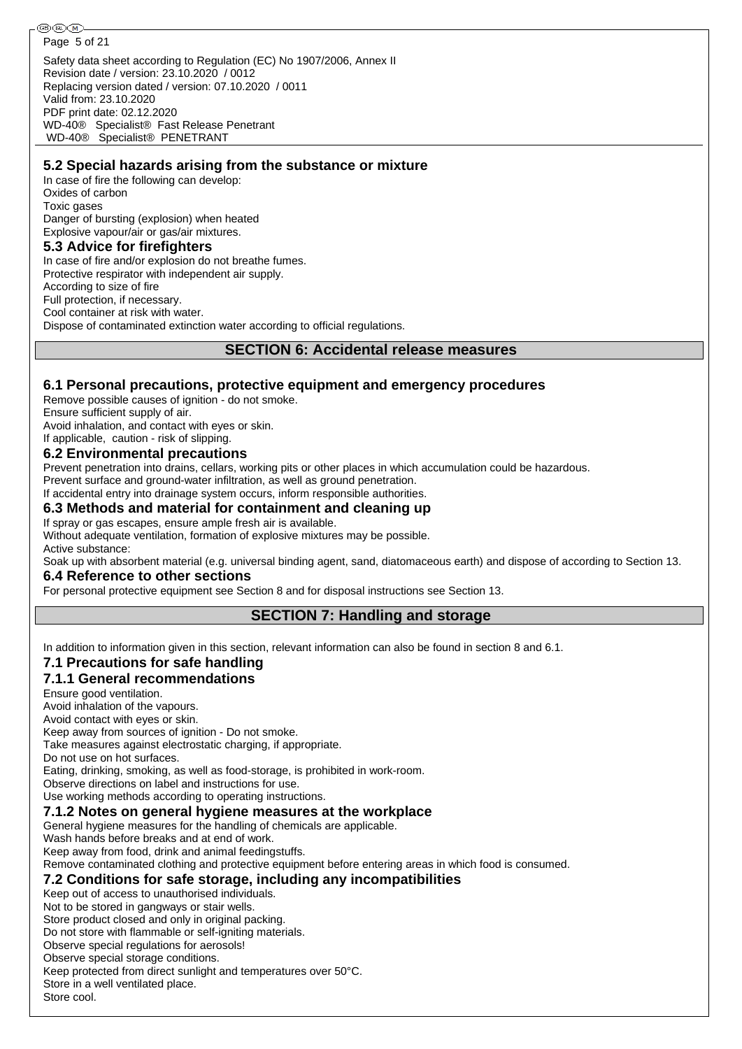### 5.2 Special hazards arising from the substance or mixture

In case of fire the following can develop:
Oxides of carbon
Toxic gases
Danger of bursting (explosion) when heated
Explosive vapour/air or gas/air mixtures.

### 5.3 Advice for firefighters

In case of fire and/or explosion do not breathe fumes.
Protective respirator with independent air supply.
According to size of fire
Full protection, if necessary.
Cool container at risk with water.
Dispose of contaminated extinction water according to official regulations.

## SECTION 6: Accidental release measures

### 6.1 Personal precautions, protective equipment and emergency procedures

Remove possible causes of ignition - do not smoke.
Ensure sufficient supply of air.
Avoid inhalation, and contact with eyes or skin.
If applicable, caution - risk of slipping.

### 6.2 Environmental precautions

Prevent penetration into drains, cellars, working pits or other places in which accumulation could be hazardous.
Prevent surface and ground-water infiltration, as well as ground penetration.
If accidental entry into drainage system occurs, inform responsible authorities.

### 6.3 Methods and material for containment and cleaning up

If spray or gas escapes, ensure ample fresh air is available.
Without adequate ventilation, formation of explosive mixtures may be possible.
Active substance:
Soak up with absorbent material (e.g. universal binding agent, sand, diatomaceous earth) and dispose of according to Section 13.

### 6.4 Reference to other sections

For personal protective equipment see Section 8 and for disposal instructions see Section 13.

## SECTION 7: Handling and storage

In addition to information given in this section, relevant information can also be found in section 8 and 6.1.

### 7.1 Precautions for safe handling

### 7.1.1 General recommendations

Ensure good ventilation.
Avoid inhalation of the vapours.
Avoid contact with eyes or skin.
Keep away from sources of ignition - Do not smoke.
Take measures against electrostatic charging, if appropriate.
Do not use on hot surfaces.
Eating, drinking, smoking, as well as food-storage, is prohibited in work-room.
Observe directions on label and instructions for use.
Use working methods according to operating instructions.

### 7.1.2 Notes on general hygiene measures at the workplace

General hygiene measures for the handling of chemicals are applicable.
Wash hands before breaks and at end of work.
Keep away from food, drink and animal feedingstuffs.
Remove contaminated clothing and protective equipment before entering areas in which food is consumed.

### 7.2 Conditions for safe storage, including any incompatibilities

Keep out of access to unauthorised individuals.
Not to be stored in gangways or stair wells.
Store product closed and only in original packing.
Do not store with flammable or self-igniting materials.
Observe special regulations for aerosols!
Observe special storage conditions.
Keep protected from direct sunlight and temperatures over 50°C.
Store in a well ventilated place.
Store cool.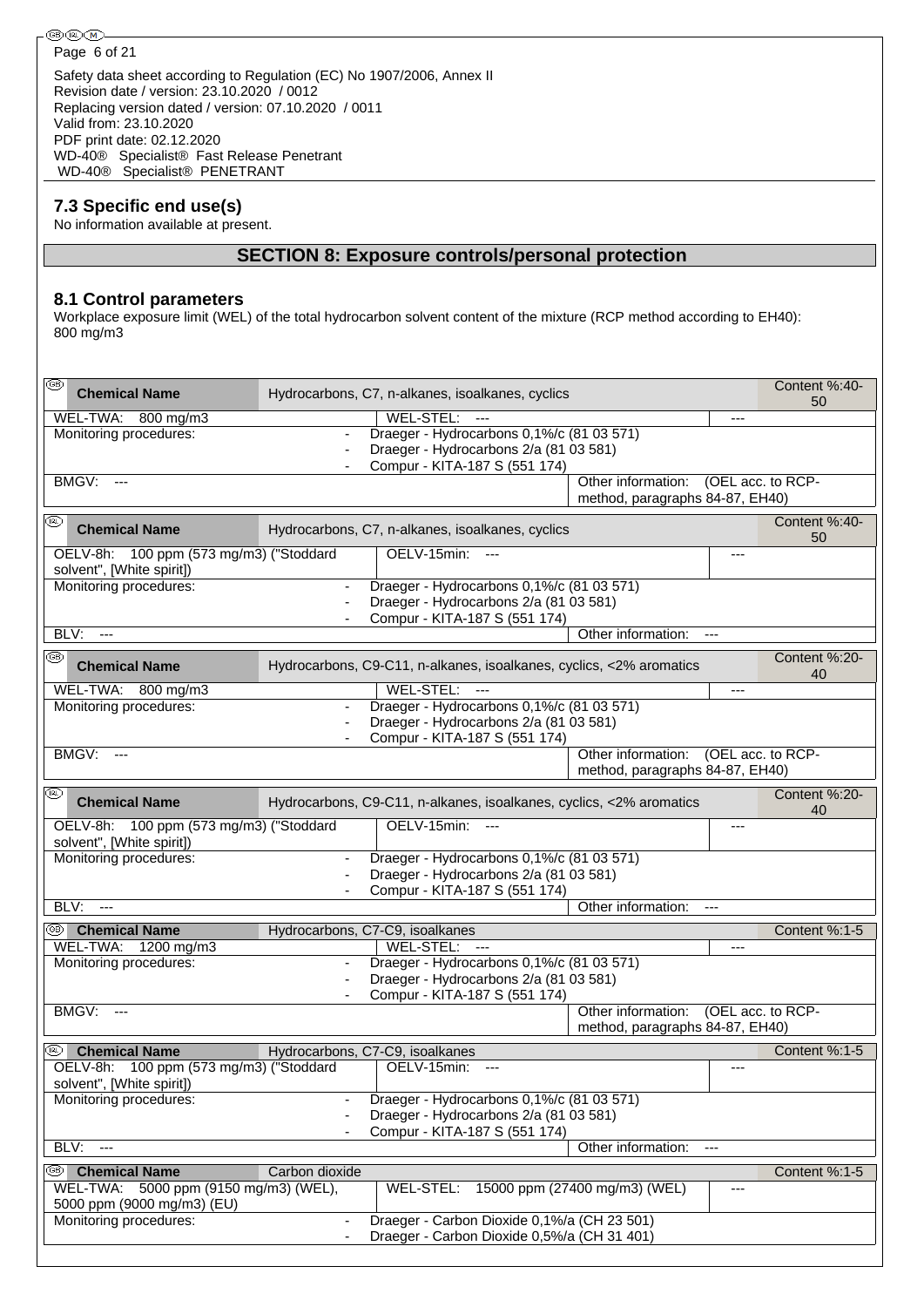Safety data sheet according to Regulation (EC) No 1907/2006, Annex II
Revision date / version: 23.10.2020 / 0012
Replacing version dated / version: 07.10.2020 / 0011
Valid from: 23.10.2020
PDF print date: 02.12.2020
WD-40® Specialist® Fast Release Penetrant
WD-40® Specialist® PENETRANT

### 7.3 Specific end use(s)

No information available at present.

## SECTION 8: Exposure controls/personal protection

### 8.1 Control parameters

Workplace exposure limit (WEL) of the total hydrocarbon solvent content of the mixture (RCP method according to EH40): 800 mg/m3

| (GB) Chemical Name | Hydrocarbons, C7, n-alkanes, isoalkanes, cyclics | | Content %:40-50 |
|---|---|---|---|
| WEL-TWA: 800 mg/m3 | WEL-STEL: --- | --- | |
| Monitoring procedures: | - Draeger - Hydrocarbons 0,1%/c (81 03 571)<br>- Draeger - Hydrocarbons 2/a (81 03 581)<br>- Compur - KITA-187 S (551 174) | | |
| BMGV: --- | | Other information: (OEL acc. to RCP-method, paragraphs 84-87, EH40) | |

| (IRL) Chemical Name | Hydrocarbons, C7, n-alkanes, isoalkanes, cyclics | | Content %:40-50 |
|---|---|---|---|
| OELV-8h: 100 ppm (573 mg/m3) ("Stoddard solvent", [White spirit]) | OELV-15min: --- | --- | |
| Monitoring procedures: | - Draeger - Hydrocarbons 0,1%/c (81 03 571)<br>- Draeger - Hydrocarbons 2/a (81 03 581)<br>- Compur - KITA-187 S (551 174) | | |
| BLV: --- | | Other information: --- | |

| (GB) Chemical Name | Hydrocarbons, C9-C11, n-alkanes, isoalkanes, cyclics, <2% aromatics | | Content %:20-40 |
|---|---|---|---|
| WEL-TWA: 800 mg/m3 | WEL-STEL: --- | --- | |
| Monitoring procedures: | - Draeger - Hydrocarbons 0,1%/c (81 03 571)<br>- Draeger - Hydrocarbons 2/a (81 03 581)<br>- Compur - KITA-187 S (551 174) | | |
| BMGV: --- | | Other information: (OEL acc. to RCP-method, paragraphs 84-87, EH40) | |

| (IRL) Chemical Name | Hydrocarbons, C9-C11, n-alkanes, isoalkanes, cyclics, <2% aromatics | | Content %:20-40 |
|---|---|---|---|
| OELV-8h: 100 ppm (573 mg/m3) ("Stoddard solvent", [White spirit]) | OELV-15min: --- | --- | |
| Monitoring procedures: | - Draeger - Hydrocarbons 0,1%/c (81 03 571)<br>- Draeger - Hydrocarbons 2/a (81 03 581)<br>- Compur - KITA-187 S (551 174) | | |
| BLV: --- | | Other information: --- | |

| (GB) Chemical Name | Hydrocarbons, C7-C9, isoalkanes | | Content %:1-5 |
|---|---|---|---|
| WEL-TWA: 1200 mg/m3 | WEL-STEL: --- | --- | |
| Monitoring procedures: | - Draeger - Hydrocarbons 0,1%/c (81 03 571)<br>- Draeger - Hydrocarbons 2/a (81 03 581)<br>- Compur - KITA-187 S (551 174) | | |
| BMGV: --- | | Other information: (OEL acc. to RCP-method, paragraphs 84-87, EH40) | |

| (IRL) Chemical Name | Hydrocarbons, C7-C9, isoalkanes | | Content %:1-5 |
|---|---|---|---|
| OELV-8h: 100 ppm (573 mg/m3) ("Stoddard solvent", [White spirit]) | OELV-15min: --- | --- | |
| Monitoring procedures: | - Draeger - Hydrocarbons 0,1%/c (81 03 571)<br>- Draeger - Hydrocarbons 2/a (81 03 581)<br>- Compur - KITA-187 S (551 174) | | |
| BLV: --- | | Other information: --- | |

| (GB) Chemical Name | Carbon dioxide | | Content %:1-5 |
|---|---|---|---|
| WEL-TWA: 5000 ppm (9150 mg/m3) (WEL), 5000 ppm (9000 mg/m3) (EU) | WEL-STEL: 15000 ppm (27400 mg/m3) (WEL) | --- | |
| Monitoring procedures: | - Draeger - Carbon Dioxide 0,1%/a (CH 23 501)<br>- Draeger - Carbon Dioxide 0,5%/a (CH 31 401) | | |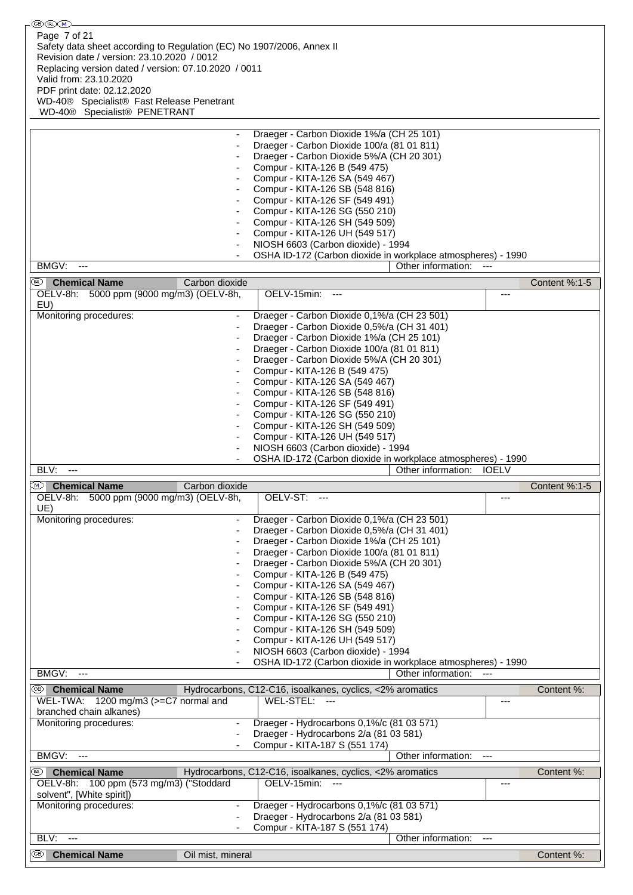| | |
|---|---|
| | - Draeger - Carbon Dioxide 1%/a (CH 25 101)<br>- Draeger - Carbon Dioxide 100/a (81 01 811)<br>- Draeger - Carbon Dioxide 5%/A (CH 20 301)<br>- Compur - KITA-126 B (549 475)<br>- Compur - KITA-126 SA (549 467)<br>- Compur - KITA-126 SB (548 816)<br>- Compur - KITA-126 SF (549 491)<br>- Compur - KITA-126 SG (550 210)<br>- Compur - KITA-126 SH (549 509)<br>- Compur - KITA-126 UH (549 517)<br>- NIOSH 6603 (Carbon dioxide) - 1994<br>- OSHA ID-172 (Carbon dioxide in workplace atmospheres) - 1990 |
| BMGV: --- | Other information: --- |

| (IRL) Chemical Name | Carbon dioxide | | Content %:1-5 |
|---|---|---|---|
| OELV-8h: 5000 ppm (9000 mg/m3) (OELV-8h, EU) | OELV-15min: --- | | --- |
| Monitoring procedures: | - Draeger - Carbon Dioxide 0,1%/a (CH 23 501)<br>- Draeger - Carbon Dioxide 0,5%/a (CH 31 401)<br>- Draeger - Carbon Dioxide 1%/a (CH 25 101)<br>- Draeger - Carbon Dioxide 100/a (81 01 811)<br>- Draeger - Carbon Dioxide 5%/A (CH 20 301)<br>- Compur - KITA-126 B (549 475)<br>- Compur - KITA-126 SA (549 467)<br>- Compur - KITA-126 SB (548 816)<br>- Compur - KITA-126 SF (549 491)<br>- Compur - KITA-126 SG (550 210)<br>- Compur - KITA-126 SH (549 509)<br>- Compur - KITA-126 UH (549 517)<br>- NIOSH 6603 (Carbon dioxide) - 1994<br>- OSHA ID-172 (Carbon dioxide in workplace atmospheres) - 1990 | | |
| BLV: --- | | Other information: IOELV | |

| (M) Chemical Name | Carbon dioxide | | Content %:1-5 |
|---|---|---|---|
| OELV-8h: 5000 ppm (9000 mg/m3) (OELV-8h, UE) | OELV-ST: --- | | --- |
| Monitoring procedures: | - Draeger - Carbon Dioxide 0,1%/a (CH 23 501)<br>- Draeger - Carbon Dioxide 0,5%/a (CH 31 401)<br>- Draeger - Carbon Dioxide 1%/a (CH 25 101)<br>- Draeger - Carbon Dioxide 100/a (81 01 811)<br>- Draeger - Carbon Dioxide 5%/A (CH 20 301)<br>- Compur - KITA-126 B (549 475)<br>- Compur - KITA-126 SA (549 467)<br>- Compur - KITA-126 SB (548 816)<br>- Compur - KITA-126 SF (549 491)<br>- Compur - KITA-126 SG (550 210)<br>- Compur - KITA-126 SH (549 509)<br>- Compur - KITA-126 UH (549 517)<br>- NIOSH 6603 (Carbon dioxide) - 1994<br>- OSHA ID-172 (Carbon dioxide in workplace atmospheres) - 1990 | | |
| BMGV: --- | | Other information: --- | |

| (GB) Chemical Name | Hydrocarbons, C12-C16, isoalkanes, cyclics, <2% aromatics | | Content %: |
|---|---|---|---|
| WEL-TWA: 1200 mg/m3 (>=C7 normal and branched chain alkanes) | WEL-STEL: --- | | --- |
| Monitoring procedures: | - Draeger - Hydrocarbons 0,1%/c (81 03 571)<br>- Draeger - Hydrocarbons 2/a (81 03 581)<br>- Compur - KITA-187 S (551 174) | | |
| BMGV: --- | | Other information: --- | |

| (IRL) Chemical Name | Hydrocarbons, C12-C16, isoalkanes, cyclics, <2% aromatics | | Content %: |
|---|---|---|---|
| OELV-8h: 100 ppm (573 mg/m3) ("Stoddard solvent", [White spirit]) | OELV-15min: --- | | --- |
| Monitoring procedures: | - Draeger - Hydrocarbons 0,1%/c (81 03 571)<br>- Draeger - Hydrocarbons 2/a (81 03 581)<br>- Compur - KITA-187 S (551 174) | | |
| BLV: --- | | Other information: --- | |

| (GB) Chemical Name | Oil mist, mineral | Content %: |
|---|---|---|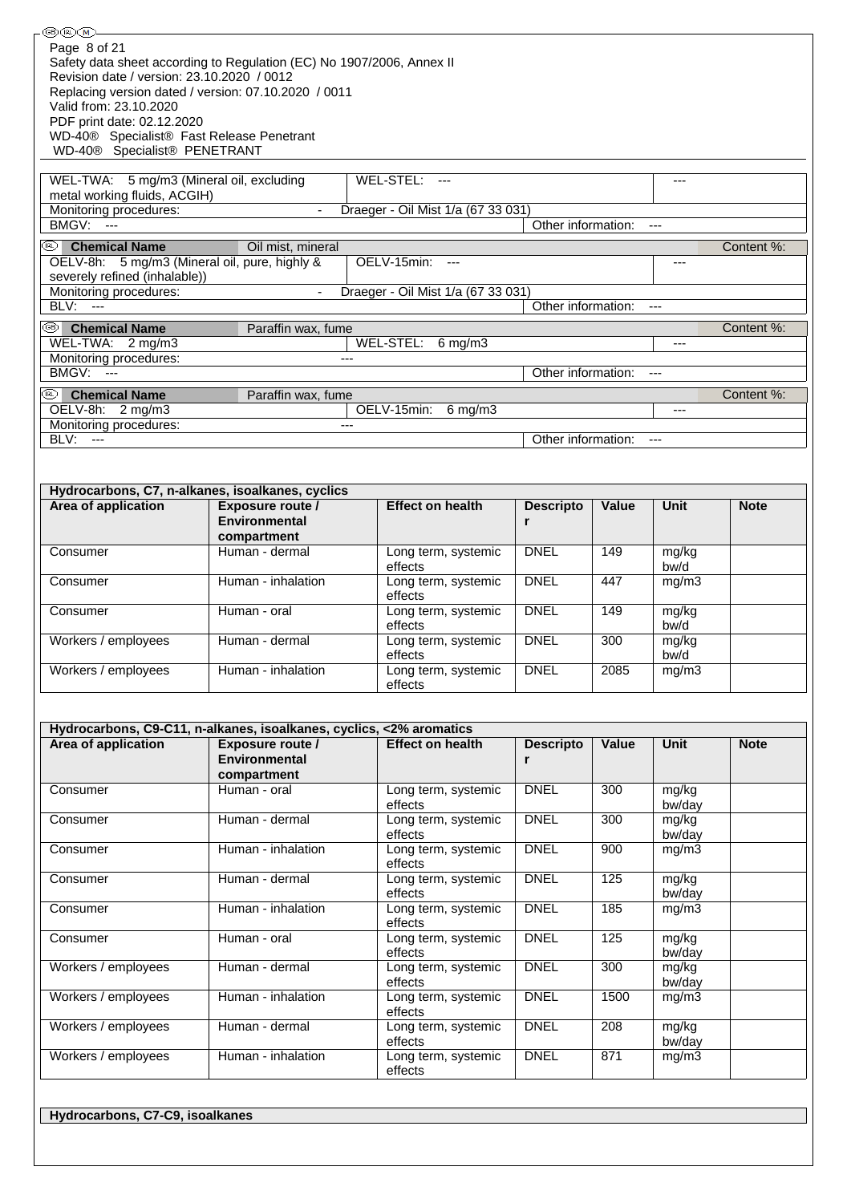| WEL-TWA: 5 mg/m3 (Mineral oil, excluding metal working fluids, ACGIH) | WEL-STEL: --- | --- |
|---|---|---|
| Monitoring procedures: | - Draeger - Oil Mist 1/a (67 33 031) | |
| BMGV: --- | | Other information: --- |

| (IRL) **Chemical Name** | Oil mist, mineral | Content %: |
|---|---|---|
| OELV-8h: 5 mg/m3 (Mineral oil, pure, highly & severely refined (inhalable)) | OELV-15min: --- | --- |
| Monitoring procedures: | - Draeger - Oil Mist 1/a (67 33 031) | |
| BLV: --- | | Other information: --- |

| (GB) **Chemical Name** | Paraffin wax, fume | Content %: |
|---|---|---|
| WEL-TWA: 2 mg/m3 | WEL-STEL: 6 mg/m3 | --- |
| Monitoring procedures: | --- | |
| BMGV: --- | | Other information: --- |

| (IRL) **Chemical Name** | Paraffin wax, fume | Content %: |
|---|---|---|
| OELV-8h: 2 mg/m3 | OELV-15min: 6 mg/m3 | --- |
| Monitoring procedures: | --- | |
| BLV: --- | | Other information: --- |

**Hydrocarbons, C7, n-alkanes, isoalkanes, cyclics**

| Area of application | Exposure route / Environmental compartment | Effect on health | Descriptor | Value | Unit | Note |
|---|---|---|---|---|---|---|
| Consumer | Human - dermal | Long term, systemic effects | DNEL | 149 | mg/kg bw/d | |
| Consumer | Human - inhalation | Long term, systemic effects | DNEL | 447 | mg/m3 | |
| Consumer | Human - oral | Long term, systemic effects | DNEL | 149 | mg/kg bw/d | |
| Workers / employees | Human - dermal | Long term, systemic effects | DNEL | 300 | mg/kg bw/d | |
| Workers / employees | Human - inhalation | Long term, systemic effects | DNEL | 2085 | mg/m3 | |

**Hydrocarbons, C9-C11, n-alkanes, isoalkanes, cyclics, <2% aromatics**

| Area of application | Exposure route / Environmental compartment | Effect on health | Descriptor | Value | Unit | Note |
|---|---|---|---|---|---|---|
| Consumer | Human - oral | Long term, systemic effects | DNEL | 300 | mg/kg bw/day | |
| Consumer | Human - dermal | Long term, systemic effects | DNEL | 300 | mg/kg bw/day | |
| Consumer | Human - inhalation | Long term, systemic effects | DNEL | 900 | mg/m3 | |
| Consumer | Human - dermal | Long term, systemic effects | DNEL | 125 | mg/kg bw/day | |
| Consumer | Human - inhalation | Long term, systemic effects | DNEL | 185 | mg/m3 | |
| Consumer | Human - oral | Long term, systemic effects | DNEL | 125 | mg/kg bw/day | |
| Workers / employees | Human - dermal | Long term, systemic effects | DNEL | 300 | mg/kg bw/day | |
| Workers / employees | Human - inhalation | Long term, systemic effects | DNEL | 1500 | mg/m3 | |
| Workers / employees | Human - dermal | Long term, systemic effects | DNEL | 208 | mg/kg bw/day | |
| Workers / employees | Human - inhalation | Long term, systemic effects | DNEL | 871 | mg/m3 | |

**Hydrocarbons, C7-C9, isoalkanes**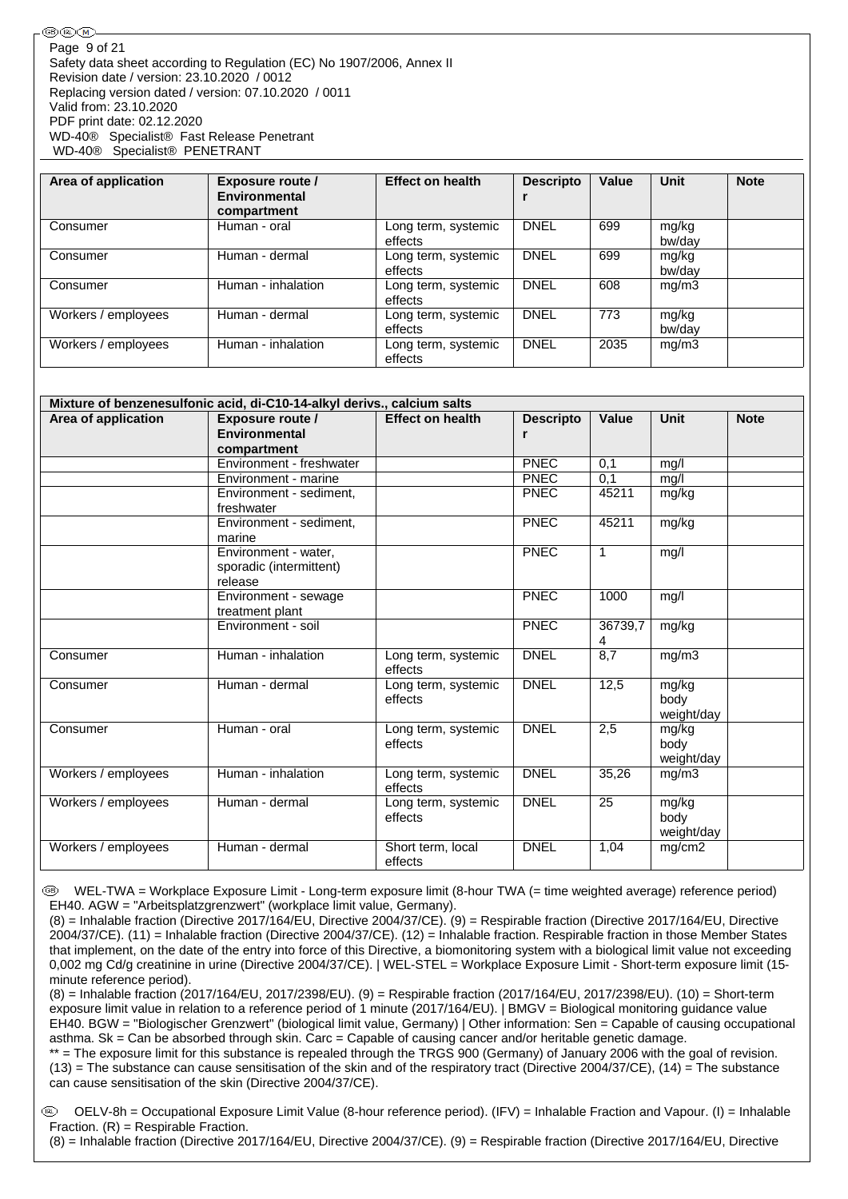| Area of application | Exposure route / Environmental compartment | Effect on health | Descriptor | Value | Unit | Note |
|---|---|---|---|---|---|---|
| Consumer | Human - oral | Long term, systemic effects | DNEL | 699 | mg/kg bw/day | |
| Consumer | Human - dermal | Long term, systemic effects | DNEL | 699 | mg/kg bw/day | |
| Consumer | Human - inhalation | Long term, systemic effects | DNEL | 608 | mg/m3 | |
| Workers / employees | Human - dermal | Long term, systemic effects | DNEL | 773 | mg/kg bw/day | |
| Workers / employees | Human - inhalation | Long term, systemic effects | DNEL | 2035 | mg/m3 | |

| Mixture of benzenesulfonic acid, di-C10-14-alkyl derivs., calcium salts | | | | | | |
|---|---|---|---|---|---|---|
| **Area of application** | **Exposure route / Environmental compartment** | **Effect on health** | **Descriptor** | **Value** | **Unit** | **Note** |
| | Environment - freshwater | | PNEC | 0,1 | mg/l | |
| | Environment - marine | | PNEC | 0,1 | mg/l | |
| | Environment - sediment, freshwater | | PNEC | 45211 | mg/kg | |
| | Environment - sediment, marine | | PNEC | 45211 | mg/kg | |
| | Environment - water, sporadic (intermittent) release | | PNEC | 1 | mg/l | |
| | Environment - sewage treatment plant | | PNEC | 1000 | mg/l | |
| | Environment - soil | | PNEC | 36739,74 | mg/kg | |
| Consumer | Human - inhalation | Long term, systemic effects | DNEL | 8,7 | mg/m3 | |
| Consumer | Human - dermal | Long term, systemic effects | DNEL | 12,5 | mg/kg body weight/day | |
| Consumer | Human - oral | Long term, systemic effects | DNEL | 2,5 | mg/kg body weight/day | |
| Workers / employees | Human - inhalation | Long term, systemic effects | DNEL | 35,26 | mg/m3 | |
| Workers / employees | Human - dermal | Long term, systemic effects | DNEL | 25 | mg/kg body weight/day | |
| Workers / employees | Human - dermal | Short term, local effects | DNEL | 1,04 | mg/cm2 | |

(GB) WEL-TWA = Workplace Exposure Limit - Long-term exposure limit (8-hour TWA (= time weighted average) reference period) EH40. AGW = "Arbeitsplatzgrenzwert" (workplace limit value, Germany).
(8) = Inhalable fraction (Directive 2017/164/EU, Directive 2004/37/CE). (9) = Respirable fraction (Directive 2017/164/EU, Directive 2004/37/CE). (11) = Inhalable fraction (Directive 2004/37/CE). (12) = Inhalable fraction. Respirable fraction in those Member States that implement, on the date of the entry into force of this Directive, a biomonitoring system with a biological limit value not exceeding 0,002 mg Cd/g creatinine in urine (Directive 2004/37/CE). | WEL-STEL = Workplace Exposure Limit - Short-term exposure limit (15-minute reference period).
(8) = Inhalable fraction (2017/164/EU, 2017/2398/EU). (9) = Respirable fraction (2017/164/EU, 2017/2398/EU). (10) = Short-term exposure limit value in relation to a reference period of 1 minute (2017/164/EU). | BMGV = Biological monitoring guidance value EH40. BGW = "Biologischer Grenzwert" (biological limit value, Germany) | Other information: Sen = Capable of causing occupational asthma. Sk = Can be absorbed through skin. Carc = Capable of causing cancer and/or heritable genetic damage.
** = The exposure limit for this substance is repealed through the TRGS 900 (Germany) of January 2006 with the goal of revision.
(13) = The substance can cause sensitisation of the skin and of the respiratory tract (Directive 2004/37/CE), (14) = The substance can cause sensitisation of the skin (Directive 2004/37/CE).

(IE) OELV-8h = Occupational Exposure Limit Value (8-hour reference period). (IFV) = Inhalable Fraction and Vapour. (I) = Inhalable Fraction. (R) = Respirable Fraction.
(8) = Inhalable fraction (Directive 2017/164/EU, Directive 2004/37/CE). (9) = Respirable fraction (Directive 2017/164/EU, Directive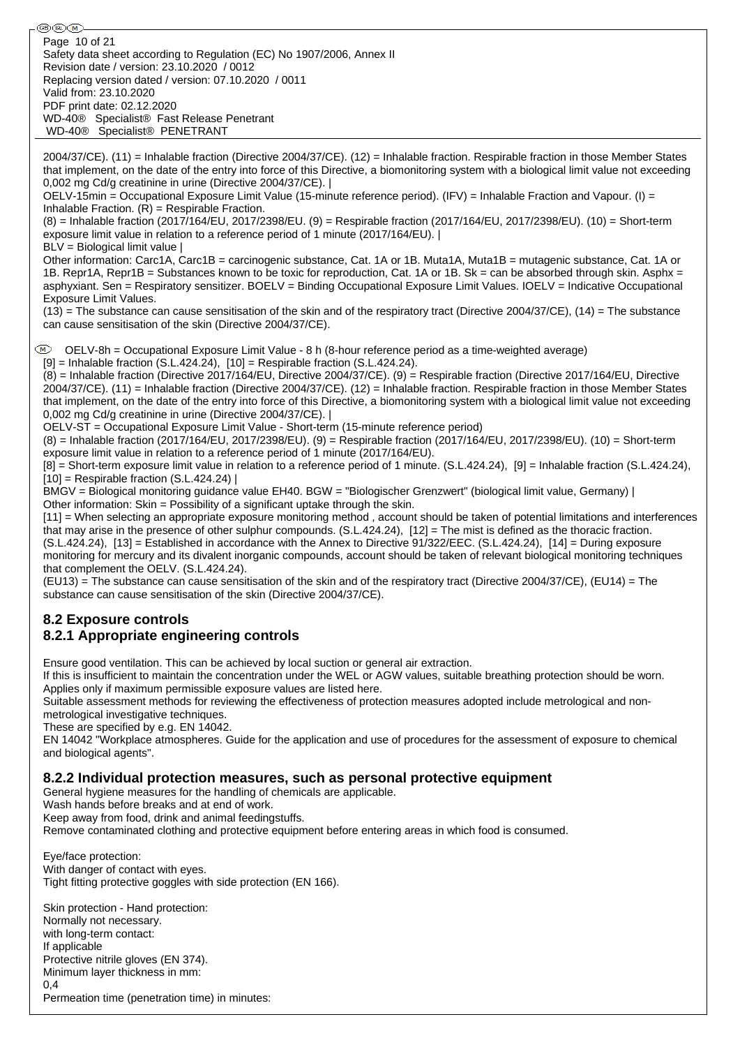2004/37/CE). (11) = Inhalable fraction (Directive 2004/37/CE). (12) = Inhalable fraction. Respirable fraction in those Member States that implement, on the date of the entry into force of this Directive, a biomonitoring system with a biological limit value not exceeding 0,002 mg Cd/g creatinine in urine (Directive 2004/37/CE). |
OELV-15min = Occupational Exposure Limit Value (15-minute reference period). (IFV) = Inhalable Fraction and Vapour. (I) = Inhalable Fraction. (R) = Respirable Fraction.
(8) = Inhalable fraction (2017/164/EU, 2017/2398/EU. (9) = Respirable fraction (2017/164/EU, 2017/2398/EU). (10) = Short-term exposure limit value in relation to a reference period of 1 minute (2017/164/EU). |
BLV = Biological limit value |
Other information: Carc1A, Carc1B = carcinogenic substance, Cat. 1A or 1B. Muta1A, Muta1B = mutagenic substance, Cat. 1A or 1B. Repr1A, Repr1B = Substances known to be toxic for reproduction, Cat. 1A or 1B. Sk = can be absorbed through skin. Asphx = asphyxiant. Sen = Respiratory sensitizer. BOELV = Binding Occupational Exposure Limit Values. IOELV = Indicative Occupational Exposure Limit Values.
(13) = The substance can cause sensitisation of the skin and of the respiratory tract (Directive 2004/37/CE), (14) = The substance can cause sensitisation of the skin (Directive 2004/37/CE).

(M) OELV-8h = Occupational Exposure Limit Value - 8 h (8-hour reference period as a time-weighted average)
[9] = Inhalable fraction (S.L.424.24), [10] = Respirable fraction (S.L.424.24).
(8) = Inhalable fraction (Directive 2017/164/EU, Directive 2004/37/CE). (9) = Respirable fraction (Directive 2017/164/EU, Directive 2004/37/CE). (11) = Inhalable fraction (Directive 2004/37/CE). (12) = Inhalable fraction. Respirable fraction in those Member States that implement, on the date of the entry into force of this Directive, a biomonitoring system with a biological limit value not exceeding 0,002 mg Cd/g creatinine in urine (Directive 2004/37/CE). |
OELV-ST = Occupational Exposure Limit Value - Short-term (15-minute reference period)
(8) = Inhalable fraction (2017/164/EU, 2017/2398/EU). (9) = Respirable fraction (2017/164/EU, 2017/2398/EU). (10) = Short-term exposure limit value in relation to a reference period of 1 minute (2017/164/EU).
[8] = Short-term exposure limit value in relation to a reference period of 1 minute. (S.L.424.24), [9] = Inhalable fraction (S.L.424.24), [10] = Respirable fraction (S.L.424.24) |
BMGV = Biological monitoring guidance value EH40. BGW = "Biologischer Grenzwert" (biological limit value, Germany) |
Other information: Skin = Possibility of a significant uptake through the skin.
[11] = When selecting an appropriate exposure monitoring method , account should be taken of potential limitations and interferences that may arise in the presence of other sulphur compounds. (S.L.424.24), [12] = The mist is defined as the thoracic fraction. (S.L.424.24), [13] = Established in accordance with the Annex to Directive 91/322/EEC. (S.L.424.24), [14] = During exposure monitoring for mercury and its divalent inorganic compounds, account should be taken of relevant biological monitoring techniques that complement the OELV. (S.L.424.24).
(EU13) = The substance can cause sensitisation of the skin and of the respiratory tract (Directive 2004/37/CE), (EU14) = The substance can cause sensitisation of the skin (Directive 2004/37/CE).

## 8.2 Exposure controls

### 8.2.1 Appropriate engineering controls

Ensure good ventilation. This can be achieved by local suction or general air extraction.
If this is insufficient to maintain the concentration under the WEL or AGW values, suitable breathing protection should be worn.
Applies only if maximum permissible exposure values are listed here.
Suitable assessment methods for reviewing the effectiveness of protection measures adopted include metrological and non-metrological investigative techniques.
These are specified by e.g. EN 14042.
EN 14042 "Workplace atmospheres. Guide for the application and use of procedures for the assessment of exposure to chemical and biological agents".

### 8.2.2 Individual protection measures, such as personal protective equipment

General hygiene measures for the handling of chemicals are applicable.
Wash hands before breaks and at end of work.
Keep away from food, drink and animal feedingstuffs.
Remove contaminated clothing and protective equipment before entering areas in which food is consumed.

Eye/face protection:
With danger of contact with eyes.
Tight fitting protective goggles with side protection (EN 166).

Skin protection - Hand protection:
Normally not necessary.
with long-term contact:
If applicable
Protective nitrile gloves (EN 374).
Minimum layer thickness in mm:
0,4
Permeation time (penetration time) in minutes: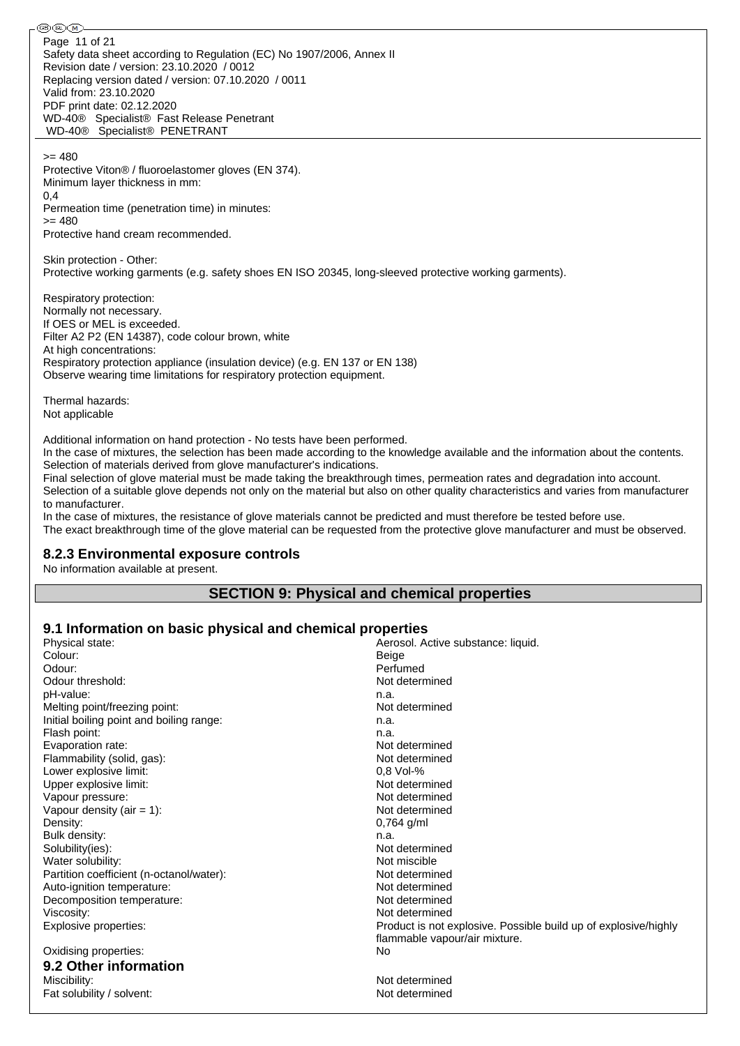>= 480
Protective Viton® / fluoroelastomer gloves (EN 374).
Minimum layer thickness in mm:
0,4
Permeation time (penetration time) in minutes:
>= 480
Protective hand cream recommended.

Skin protection - Other:
Protective working garments (e.g. safety shoes EN ISO 20345, long-sleeved protective working garments).

Respiratory protection:
Normally not necessary.
If OES or MEL is exceeded.
Filter A2 P2 (EN 14387), code colour brown, white
At high concentrations:
Respiratory protection appliance (insulation device) (e.g. EN 137 or EN 138)
Observe wearing time limitations for respiratory protection equipment.

Thermal hazards:
Not applicable

Additional information on hand protection - No tests have been performed.
In the case of mixtures, the selection has been made according to the knowledge available and the information about the contents.
Selection of materials derived from glove manufacturer's indications.
Final selection of glove material must be made taking the breakthrough times, permeation rates and degradation into account.
Selection of a suitable glove depends not only on the material but also on other quality characteristics and varies from manufacturer to manufacturer.
In the case of mixtures, the resistance of glove materials cannot be predicted and must therefore be tested before use.
The exact breakthrough time of the glove material can be requested from the protective glove manufacturer and must be observed.

### 8.2.3 Environmental exposure controls

No information available at present.

## SECTION 9: Physical and chemical properties

### 9.1 Information on basic physical and chemical properties

| | |
|---|---|
| Physical state: | Aerosol. Active substance: liquid. |
| Colour: | Beige |
| Odour: | Perfumed |
| Odour threshold: | Not determined |
| pH-value: | n.a. |
| Melting point/freezing point: | Not determined |
| Initial boiling point and boiling range: | n.a. |
| Flash point: | n.a. |
| Evaporation rate: | Not determined |
| Flammability (solid, gas): | Not determined |
| Lower explosive limit: | 0,8 Vol-% |
| Upper explosive limit: | Not determined |
| Vapour pressure: | Not determined |
| Vapour density (air = 1): | Not determined |
| Density: | 0,764 g/ml |
| Bulk density: | n.a. |
| Solubility(ies): | Not determined |
| Water solubility: | Not miscible |
| Partition coefficient (n-octanol/water): | Not determined |
| Auto-ignition temperature: | Not determined |
| Decomposition temperature: | Not determined |
| Viscosity: | Not determined |
| Explosive properties: | Product is not explosive. Possible build up of explosive/highly flammable vapour/air mixture. |
| Oxidising properties: | No |

### 9.2 Other information

| | |
|---|---|
| Miscibility: | Not determined |
| Fat solubility / solvent: | Not determined |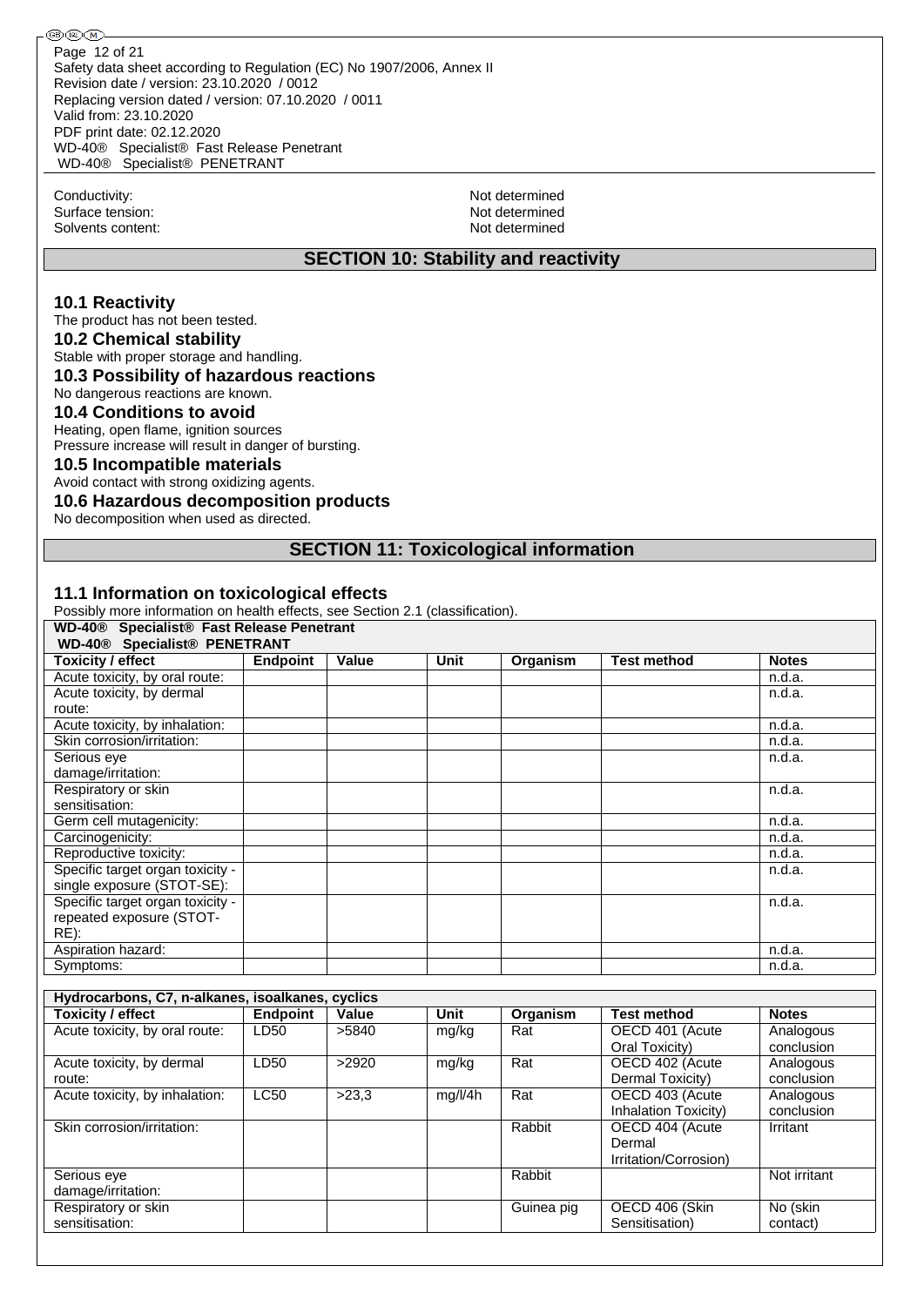Conductivity: Not determined
Surface tension: Not determined
Solvents content: Not determined

## SECTION 10: Stability and reactivity

### 10.1 Reactivity

The product has not been tested.

### 10.2 Chemical stability

Stable with proper storage and handling.

### 10.3 Possibility of hazardous reactions

No dangerous reactions are known.

### 10.4 Conditions to avoid

Heating, open flame, ignition sources
Pressure increase will result in danger of bursting.

### 10.5 Incompatible materials

Avoid contact with strong oxidizing agents.

### 10.6 Hazardous decomposition products

No decomposition when used as directed.

## SECTION 11: Toxicological information

### 11.1 Information on toxicological effects

Possibly more information on health effects, see Section 2.1 (classification).

**WD-40® Specialist® Fast Release Penetrant**
**WD-40® Specialist® PENETRANT**

| Toxicity / effect | Endpoint | Value | Unit | Organism | Test method | Notes |
|---|---|---|---|---|---|---|
| Acute toxicity, by oral route: | | | | | | n.d.a. |
| Acute toxicity, by dermal route: | | | | | | n.d.a. |
| Acute toxicity, by inhalation: | | | | | | n.d.a. |
| Skin corrosion/irritation: | | | | | | n.d.a. |
| Serious eye damage/irritation: | | | | | | n.d.a. |
| Respiratory or skin sensitisation: | | | | | | n.d.a. |
| Germ cell mutagenicity: | | | | | | n.d.a. |
| Carcinogenicity: | | | | | | n.d.a. |
| Reproductive toxicity: | | | | | | n.d.a. |
| Specific target organ toxicity - single exposure (STOT-SE): | | | | | | n.d.a. |
| Specific target organ toxicity - repeated exposure (STOT-RE): | | | | | | n.d.a. |
| Aspiration hazard: | | | | | | n.d.a. |
| Symptoms: | | | | | | n.d.a. |

**Hydrocarbons, C7, n-alkanes, isoalkanes, cyclics**

| Toxicity / effect | Endpoint | Value | Unit | Organism | Test method | Notes |
|---|---|---|---|---|---|---|
| Acute toxicity, by oral route: | LD50 | >5840 | mg/kg | Rat | OECD 401 (Acute Oral Toxicity) | Analogous conclusion |
| Acute toxicity, by dermal route: | LD50 | >2920 | mg/kg | Rat | OECD 402 (Acute Dermal Toxicity) | Analogous conclusion |
| Acute toxicity, by inhalation: | LC50 | >23,3 | mg/l/4h | Rat | OECD 403 (Acute Inhalation Toxicity) | Analogous conclusion |
| Skin corrosion/irritation: | | | | Rabbit | OECD 404 (Acute Dermal Irritation/Corrosion) | Irritant |
| Serious eye damage/irritation: | | | | Rabbit | | Not irritant |
| Respiratory or skin sensitisation: | | | | Guinea pig | OECD 406 (Skin Sensitisation) | No (skin contact) |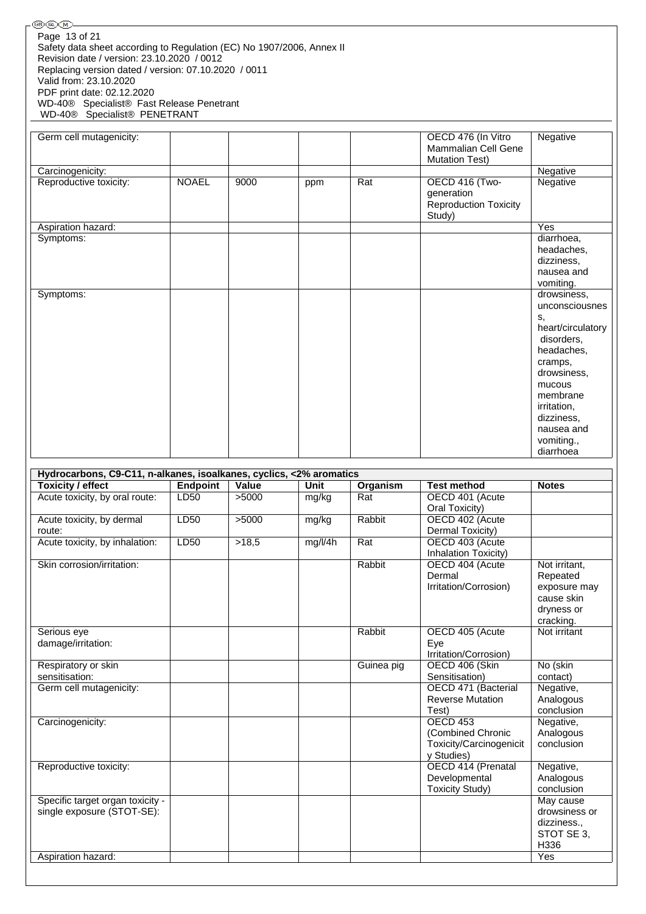| | | | | | | |
|---|---|---|---|---|---|---|
| Germ cell mutagenicity: | | | | | OECD 476 (In Vitro Mammalian Cell Gene Mutation Test) | Negative |
| Carcinogenicity: | | | | | | Negative |
| Reproductive toxicity: | NOAEL | 9000 | ppm | Rat | OECD 416 (Two-generation Reproduction Toxicity Study) | Negative |
| Aspiration hazard: | | | | | | Yes |
| Symptoms: | | | | | | diarrhoea, headaches, dizziness, nausea and vomiting. |
| Symptoms: | | | | | | drowsiness, unconsciousness, heart/circulatory disorders, headaches, cramps, drowsiness, mucous membrane irritation, dizziness, nausea and vomiting., diarrhoea |

| Hydrocarbons, C9-C11, n-alkanes, isoalkanes, cyclics, <2% aromatics | | | | | | |
|---|---|---|---|---|---|---|
| **Toxicity / effect** | **Endpoint** | **Value** | **Unit** | **Organism** | **Test method** | **Notes** |
| Acute toxicity, by oral route: | LD50 | >5000 | mg/kg | Rat | OECD 401 (Acute Oral Toxicity) | |
| Acute toxicity, by dermal route: | LD50 | >5000 | mg/kg | Rabbit | OECD 402 (Acute Dermal Toxicity) | |
| Acute toxicity, by inhalation: | LD50 | >18,5 | mg/l/4h | Rat | OECD 403 (Acute Inhalation Toxicity) | |
| Skin corrosion/irritation: | | | | Rabbit | OECD 404 (Acute Dermal Irritation/Corrosion) | Not irritant, Repeated exposure may cause skin dryness or cracking. |
| Serious eye damage/irritation: | | | | Rabbit | OECD 405 (Acute Eye Irritation/Corrosion) | Not irritant |
| Respiratory or skin sensitisation: | | | | Guinea pig | OECD 406 (Skin Sensitisation) | No (skin contact) |
| Germ cell mutagenicity: | | | | | OECD 471 (Bacterial Reverse Mutation Test) | Negative, Analogous conclusion |
| Carcinogenicity: | | | | | OECD 453 (Combined Chronic Toxicity/Carcinogenicity Studies) | Negative, Analogous conclusion |
| Reproductive toxicity: | | | | | OECD 414 (Prenatal Developmental Toxicity Study) | Negative, Analogous conclusion |
| Specific target organ toxicity - single exposure (STOT-SE): | | | | | | May cause drowsiness or dizziness., STOT SE 3, H336 |
| Aspiration hazard: | | | | | | Yes |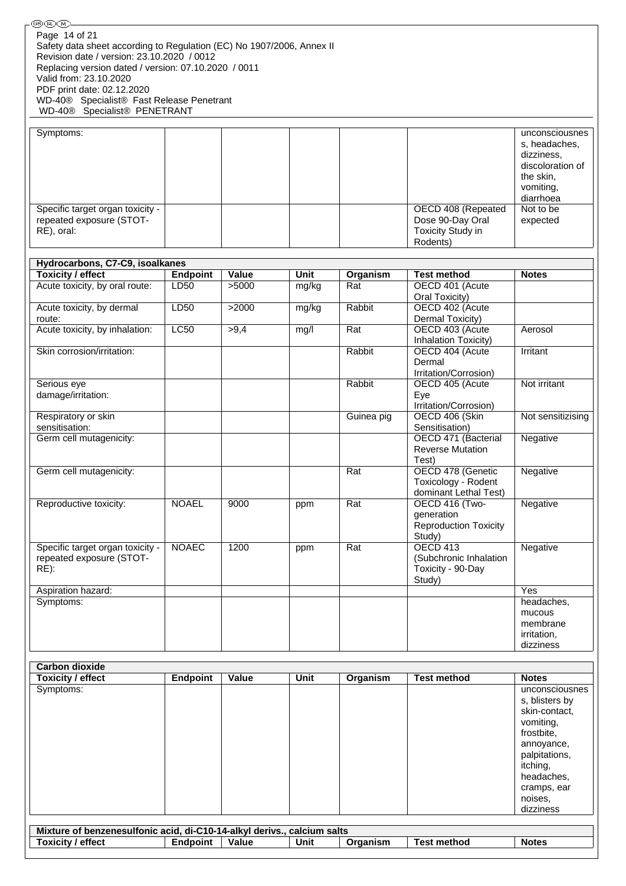| | | | | | | |
|---|---|---|---|---|---|---|
| Symptoms: | | | | | | unconsciousness, headaches, dizziness, discoloration of the skin, vomiting, diarrhoea |
| Specific target organ toxicity - repeated exposure (STOT-RE), oral: | | | | | OECD 408 (Repeated Dose 90-Day Oral Toxicity Study in Rodents) | Not to be expected |

| Hydrocarbons, C7-C9, isoalkanes | | | | | | |
|---|---|---|---|---|---|---|
| **Toxicity / effect** | **Endpoint** | **Value** | **Unit** | **Organism** | **Test method** | **Notes** |
| Acute toxicity, by oral route: | LD50 | >5000 | mg/kg | Rat | OECD 401 (Acute Oral Toxicity) | |
| Acute toxicity, by dermal route: | LD50 | >2000 | mg/kg | Rabbit | OECD 402 (Acute Dermal Toxicity) | |
| Acute toxicity, by inhalation: | LC50 | >9,4 | mg/l | Rat | OECD 403 (Acute Inhalation Toxicity) | Aerosol |
| Skin corrosion/irritation: | | | | Rabbit | OECD 404 (Acute Dermal Irritation/Corrosion) | Irritant |
| Serious eye damage/irritation: | | | | Rabbit | OECD 405 (Acute Eye Irritation/Corrosion) | Not irritant |
| Respiratory or skin sensitisation: | | | | Guinea pig | OECD 406 (Skin Sensitisation) | Not sensitizising |
| Germ cell mutagenicity: | | | | | OECD 471 (Bacterial Reverse Mutation Test) | Negative |
| Germ cell mutagenicity: | | | | Rat | OECD 478 (Genetic Toxicology - Rodent dominant Lethal Test) | Negative |
| Reproductive toxicity: | NOAEL | 9000 | ppm | Rat | OECD 416 (Two-generation Reproduction Toxicity Study) | Negative |
| Specific target organ toxicity - repeated exposure (STOT-RE): | NOAEC | 1200 | ppm | Rat | OECD 413 (Subchronic Inhalation Toxicity - 90-Day Study) | Negative |
| Aspiration hazard: | | | | | | Yes |
| Symptoms: | | | | | | headaches, mucous membrane irritation, dizziness |

| Carbon dioxide | | | | | | |
|---|---|---|---|---|---|---|
| **Toxicity / effect** | **Endpoint** | **Value** | **Unit** | **Organism** | **Test method** | **Notes** |
| Symptoms: | | | | | | unconsciousness, blisters by skin-contact, vomiting, frostbite, annoyance, palpitations, itching, headaches, cramps, ear noises, dizziness |

| Mixture of benzenesulfonic acid, di-C10-14-alkyl derivs., calcium salts | | | | | | |
|---|---|---|---|---|---|---|
| **Toxicity / effect** | **Endpoint** | **Value** | **Unit** | **Organism** | **Test method** | **Notes** |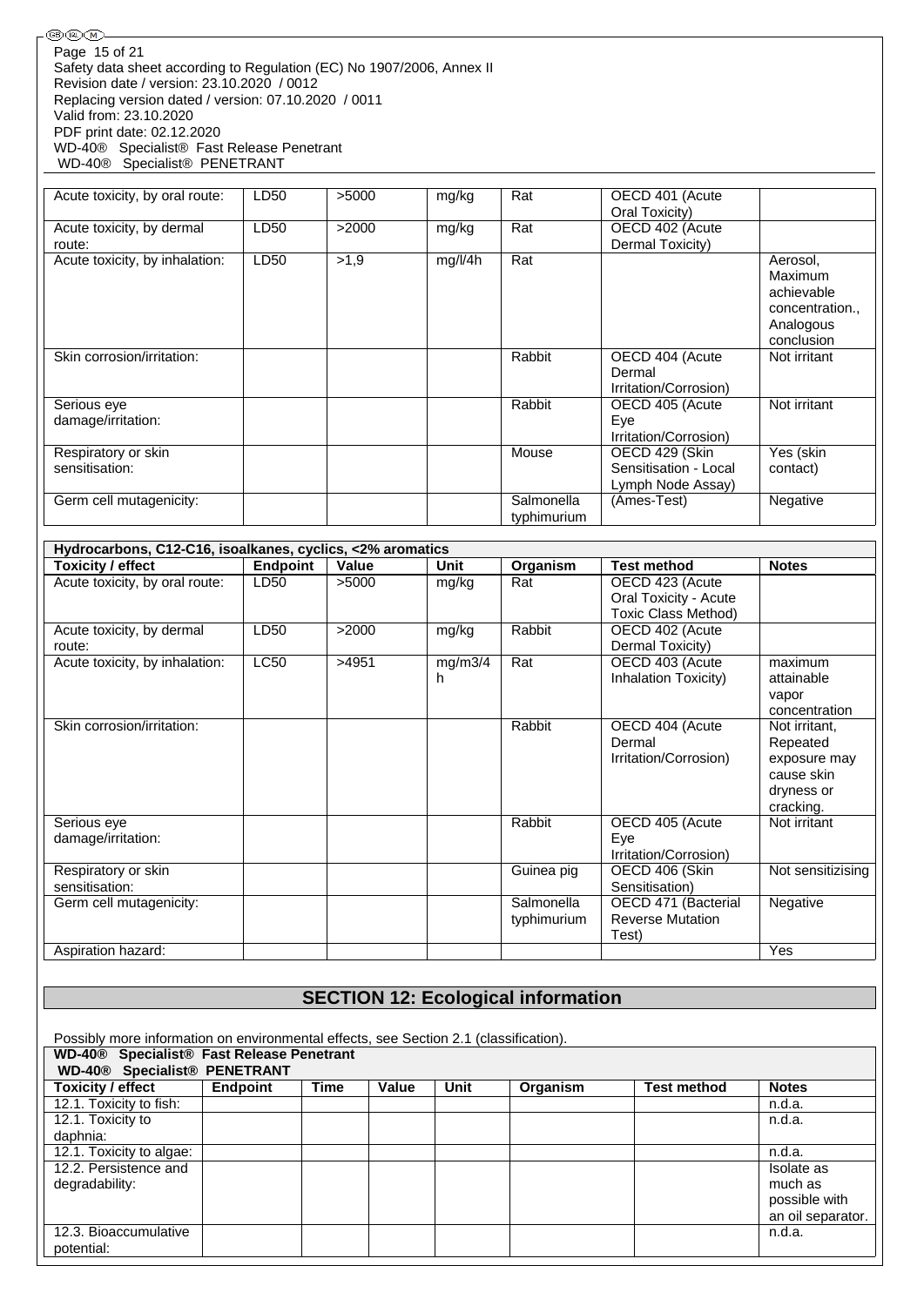| | | | | | | |
|---|---|---|---|---|---|---|
| Acute toxicity, by oral route: | LD50 | >5000 | mg/kg | Rat | OECD 401 (Acute Oral Toxicity) | |
| Acute toxicity, by dermal route: | LD50 | >2000 | mg/kg | Rat | OECD 402 (Acute Dermal Toxicity) | |
| Acute toxicity, by inhalation: | LD50 | >1,9 | mg/l/4h | Rat | | Aerosol, Maximum achievable concentration., Analogous conclusion |
| Skin corrosion/irritation: | | | | Rabbit | OECD 404 (Acute Dermal Irritation/Corrosion) | Not irritant |
| Serious eye damage/irritation: | | | | Rabbit | OECD 405 (Acute Eye Irritation/Corrosion) | Not irritant |
| Respiratory or skin sensitisation: | | | | Mouse | OECD 429 (Skin Sensitisation - Local Lymph Node Assay) | Yes (skin contact) |
| Germ cell mutagenicity: | | | | Salmonella typhimurium | (Ames-Test) | Negative |

| Hydrocarbons, C12-C16, isoalkanes, cyclics, <2% aromatics | | | | | | |
|---|---|---|---|---|---|---|
| **Toxicity / effect** | **Endpoint** | **Value** | **Unit** | **Organism** | **Test method** | **Notes** |
| Acute toxicity, by oral route: | LD50 | >5000 | mg/kg | Rat | OECD 423 (Acute Oral Toxicity - Acute Toxic Class Method) | |
| Acute toxicity, by dermal route: | LD50 | >2000 | mg/kg | Rabbit | OECD 402 (Acute Dermal Toxicity) | |
| Acute toxicity, by inhalation: | LC50 | >4951 | mg/m3/4h | Rat | OECD 403 (Acute Inhalation Toxicity) | maximum attainable vapor concentration |
| Skin corrosion/irritation: | | | | Rabbit | OECD 404 (Acute Dermal Irritation/Corrosion) | Not irritant, Repeated exposure may cause skin dryness or cracking. |
| Serious eye damage/irritation: | | | | Rabbit | OECD 405 (Acute Eye Irritation/Corrosion) | Not irritant |
| Respiratory or skin sensitisation: | | | | Guinea pig | OECD 406 (Skin Sensitisation) | Not sensitizising |
| Germ cell mutagenicity: | | | | Salmonella typhimurium | OECD 471 (Bacterial Reverse Mutation Test) | Negative |
| Aspiration hazard: | | | | | | Yes |

## SECTION 12: Ecological information

Possibly more information on environmental effects, see Section 2.1 (classification).

| WD-40® Specialist® Fast Release Penetrant WD-40® Specialist® PENETRANT | | | | | | | |
|---|---|---|---|---|---|---|---|
| **Toxicity / effect** | **Endpoint** | **Time** | **Value** | **Unit** | **Organism** | **Test method** | **Notes** |
| 12.1. Toxicity to fish: | | | | | | | n.d.a. |
| 12.1. Toxicity to daphnia: | | | | | | | n.d.a. |
| 12.1. Toxicity to algae: | | | | | | | n.d.a. |
| 12.2. Persistence and degradability: | | | | | | | Isolate as much as possible with an oil separator. |
| 12.3. Bioaccumulative potential: | | | | | | | n.d.a. |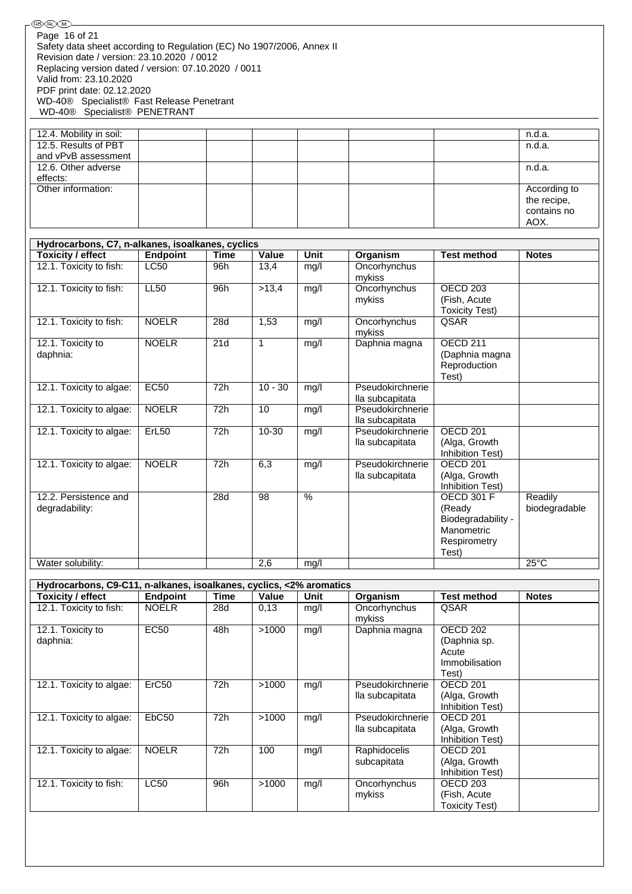| | | | | | | | |
|---|---|---|---|---|---|---|---|
| 12.4. Mobility in soil: | | | | | | | n.d.a. |
| 12.5. Results of PBT and vPvB assessment | | | | | | | n.d.a. |
| 12.6. Other adverse effects: | | | | | | | n.d.a. |
| Other information: | | | | | | | According to the recipe, contains no AOX. |

| Hydrocarbons, C7, n-alkanes, isoalkanes, cyclics | | | | | | | |
|---|---|---|---|---|---|---|---|
| **Toxicity / effect** | **Endpoint** | **Time** | **Value** | **Unit** | **Organism** | **Test method** | **Notes** |
| 12.1. Toxicity to fish: | LC50 | 96h | 13,4 | mg/l | Oncorhynchus mykiss | | |
| 12.1. Toxicity to fish: | LL50 | 96h | >13,4 | mg/l | Oncorhynchus mykiss | OECD 203 (Fish, Acute Toxicity Test) | |
| 12.1. Toxicity to fish: | NOELR | 28d | 1,53 | mg/l | Oncorhynchus mykiss | QSAR | |
| 12.1. Toxicity to daphnia: | NOELR | 21d | 1 | mg/l | Daphnia magna | OECD 211 (Daphnia magna Reproduction Test) | |
| 12.1. Toxicity to algae: | EC50 | 72h | 10 - 30 | mg/l | Pseudokirchneriella subcapitata | | |
| 12.1. Toxicity to algae: | NOELR | 72h | 10 | mg/l | Pseudokirchneriella subcapitata | | |
| 12.1. Toxicity to algae: | ErL50 | 72h | 10-30 | mg/l | Pseudokirchneriella subcapitata | OECD 201 (Alga, Growth Inhibition Test) | |
| 12.1. Toxicity to algae: | NOELR | 72h | 6,3 | mg/l | Pseudokirchneriella subcapitata | OECD 201 (Alga, Growth Inhibition Test) | |
| 12.2. Persistence and degradability: | | 28d | 98 | % | | OECD 301 F (Ready Biodegradability - Manometric Respirometry Test) | Readily biodegradable |
| Water solubility: | | | 2,6 | mg/l | | | 25°C |

| Hydrocarbons, C9-C11, n-alkanes, isoalkanes, cyclics, <2% aromatics | | | | | | | |
|---|---|---|---|---|---|---|---|
| **Toxicity / effect** | **Endpoint** | **Time** | **Value** | **Unit** | **Organism** | **Test method** | **Notes** |
| 12.1. Toxicity to fish: | NOELR | 28d | 0,13 | mg/l | Oncorhynchus mykiss | QSAR | |
| 12.1. Toxicity to daphnia: | EC50 | 48h | >1000 | mg/l | Daphnia magna | OECD 202 (Daphnia sp. Acute Immobilisation Test) | |
| 12.1. Toxicity to algae: | ErC50 | 72h | >1000 | mg/l | Pseudokirchneriella subcapitata | OECD 201 (Alga, Growth Inhibition Test) | |
| 12.1. Toxicity to algae: | EbC50 | 72h | >1000 | mg/l | Pseudokirchneriella subcapitata | OECD 201 (Alga, Growth Inhibition Test) | |
| 12.1. Toxicity to algae: | NOELR | 72h | 100 | mg/l | Raphidocelis subcapitata | OECD 201 (Alga, Growth Inhibition Test) | |
| 12.1. Toxicity to fish: | LC50 | 96h | >1000 | mg/l | Oncorhynchus mykiss | OECD 203 (Fish, Acute Toxicity Test) | |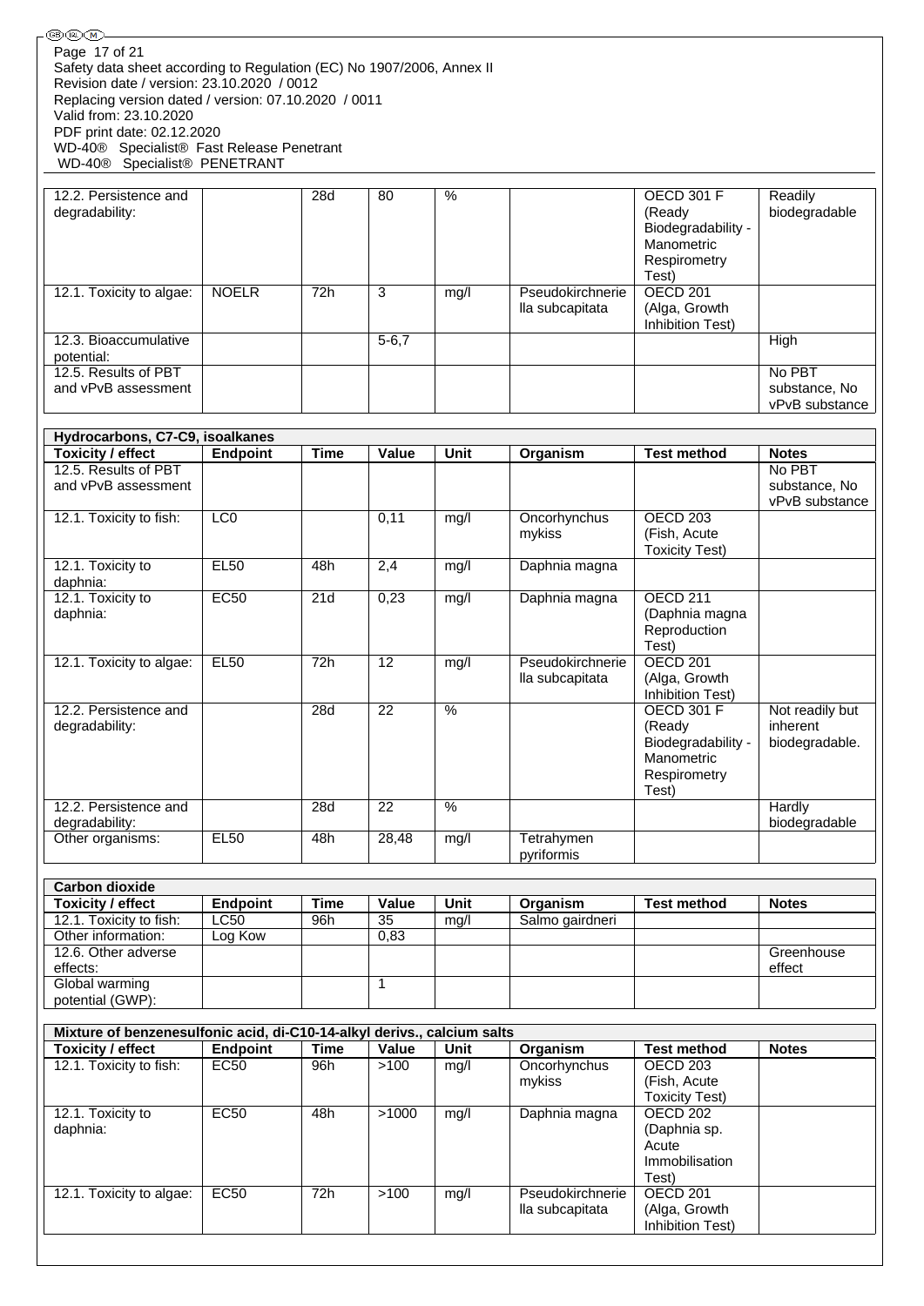| | | | | | | | |
|---|---|---|---|---|---|---|---|
| 12.2. Persistence and degradability: | | 28d | 80 | % | | OECD 301 F (Ready Biodegradability - Manometric Respirometry Test) | Readily biodegradable |
| 12.1. Toxicity to algae: | NOELR | 72h | 3 | mg/l | Pseudokirchneriella subcapitata | OECD 201 (Alga, Growth Inhibition Test) | |
| 12.3. Bioaccumulative potential: | | | 5-6,7 | | | | High |
| 12.5. Results of PBT and vPvB assessment | | | | | | | No PBT substance, No vPvB substance |

| Hydrocarbons, C7-C9, isoalkanes | | | | | | | |
|---|---|---|---|---|---|---|---|
| **Toxicity / effect** | **Endpoint** | **Time** | **Value** | **Unit** | **Organism** | **Test method** | **Notes** |
| 12.5. Results of PBT and vPvB assessment | | | | | | | No PBT substance, No vPvB substance |
| 12.1. Toxicity to fish: | LC0 | | 0,11 | mg/l | Oncorhynchus mykiss | OECD 203 (Fish, Acute Toxicity Test) | |
| 12.1. Toxicity to daphnia: | EL50 | 48h | 2,4 | mg/l | Daphnia magna | | |
| 12.1. Toxicity to daphnia: | EC50 | 21d | 0,23 | mg/l | Daphnia magna | OECD 211 (Daphnia magna Reproduction Test) | |
| 12.1. Toxicity to algae: | EL50 | 72h | 12 | mg/l | Pseudokirchneriella subcapitata | OECD 201 (Alga, Growth Inhibition Test) | |
| 12.2. Persistence and degradability: | | 28d | 22 | % | | OECD 301 F (Ready Biodegradability - Manometric Respirometry Test) | Not readily but inherent biodegradable. |
| 12.2. Persistence and degradability: | | 28d | 22 | % | | | Hardly biodegradable |
| Other organisms: | EL50 | 48h | 28,48 | mg/l | Tetrahymen pyriformis | | |

| Carbon dioxide | | | | | | | |
|---|---|---|---|---|---|---|---|
| **Toxicity / effect** | **Endpoint** | **Time** | **Value** | **Unit** | **Organism** | **Test method** | **Notes** |
| 12.1. Toxicity to fish: | LC50 | 96h | 35 | mg/l | Salmo gairdneri | | |
| Other information: | Log Kow | | 0,83 | | | | |
| 12.6. Other adverse effects: | | | | | | | Greenhouse effect |
| Global warming potential (GWP): | | | 1 | | | | |

| Mixture of benzenesulfonic acid, di-C10-14-alkyl derivs., calcium salts | | | | | | | |
|---|---|---|---|---|---|---|---|
| **Toxicity / effect** | **Endpoint** | **Time** | **Value** | **Unit** | **Organism** | **Test method** | **Notes** |
| 12.1. Toxicity to fish: | EC50 | 96h | >100 | mg/l | Oncorhynchus mykiss | OECD 203 (Fish, Acute Toxicity Test) | |
| 12.1. Toxicity to daphnia: | EC50 | 48h | >1000 | mg/l | Daphnia magna | OECD 202 (Daphnia sp. Acute Immobilisation Test) | |
| 12.1. Toxicity to algae: | EC50 | 72h | >100 | mg/l | Pseudokirchneriella subcapitata | OECD 201 (Alga, Growth Inhibition Test) | |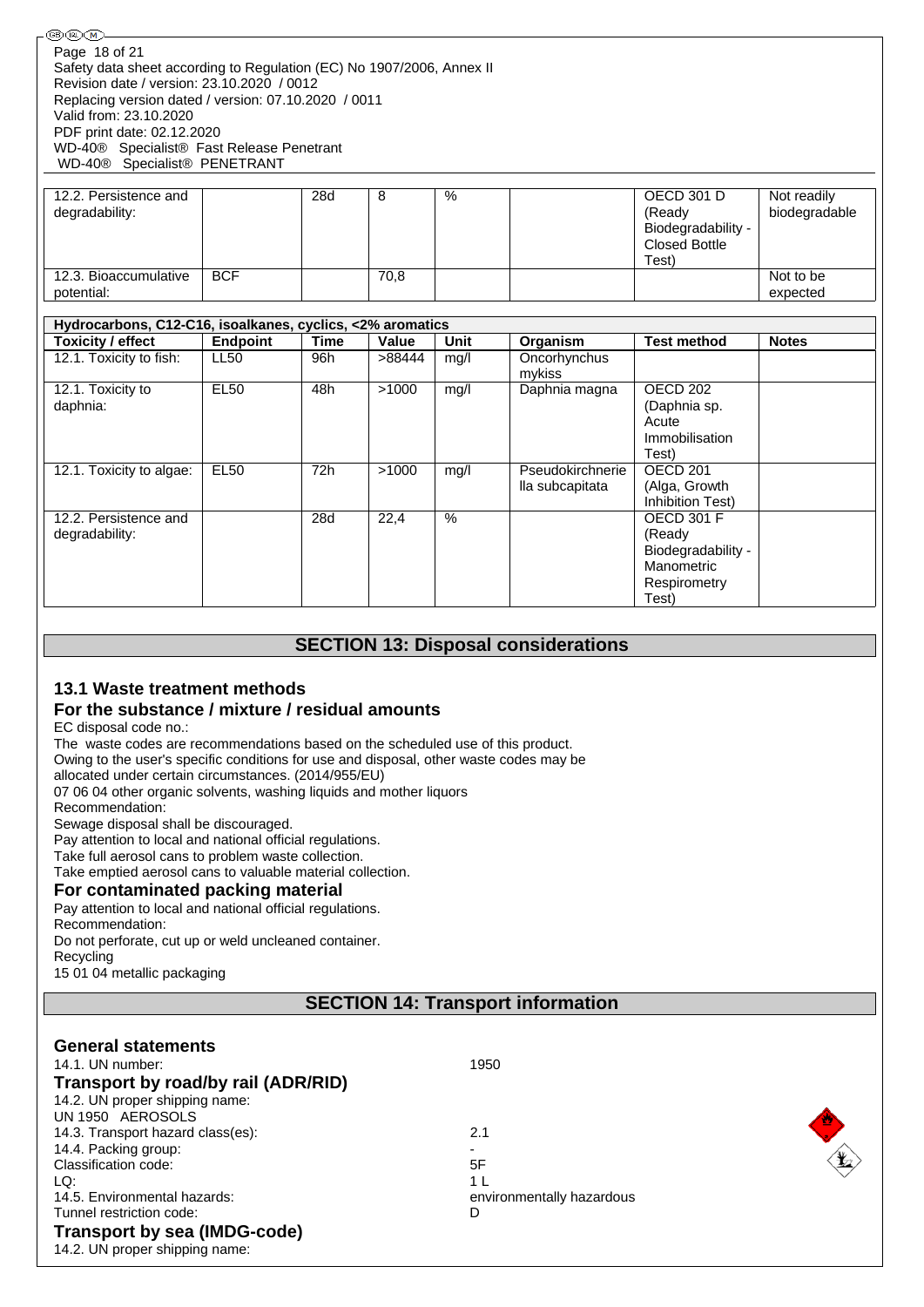| | | | | | | | |
|---|---|---|---|---|---|---|---|
| 12.2. Persistence and degradability: | | 28d | 8 | % | | OECD 301 D (Ready Biodegradability - Closed Bottle Test) | Not readily biodegradable |
| 12.3. Bioaccumulative potential: | BCF | | 70,8 | | | | Not to be expected |

| Hydrocarbons, C12-C16, isoalkanes, cyclics, <2% aromatics | | | | | | | |
|---|---|---|---|---|---|---|---|
| **Toxicity / effect** | **Endpoint** | **Time** | **Value** | **Unit** | **Organism** | **Test method** | **Notes** |
| 12.1. Toxicity to fish: | LL50 | 96h | >88444 | mg/l | Oncorhynchus mykiss | | |
| 12.1. Toxicity to daphnia: | EL50 | 48h | >1000 | mg/l | Daphnia magna | OECD 202 (Daphnia sp. Acute Immobilisation Test) | |
| 12.1. Toxicity to algae: | EL50 | 72h | >1000 | mg/l | Pseudokirchneriella subcapitata | OECD 201 (Alga, Growth Inhibition Test) | |
| 12.2. Persistence and degradability: | | 28d | 22,4 | % | | OECD 301 F (Ready Biodegradability - Manometric Respirometry Test) | |

## SECTION 13: Disposal considerations

### 13.1 Waste treatment methods

### For the substance / mixture / residual amounts

EC disposal code no.:
The waste codes are recommendations based on the scheduled use of this product.
Owing to the user's specific conditions for use and disposal, other waste codes may be allocated under certain circumstances. (2014/955/EU)
07 06 04 other organic solvents, washing liquids and mother liquors
Recommendation:
Sewage disposal shall be discouraged.
Pay attention to local and national official regulations.
Take full aerosol cans to problem waste collection.
Take emptied aerosol cans to valuable material collection.

### For contaminated packing material

Pay attention to local and national official regulations.
Recommendation:
Do not perforate, cut up or weld uncleaned container.
Recycling
15 01 04 metallic packaging

## SECTION 14: Transport information

### General statements

14.1. UN number: 1950

### Transport by road/by rail (ADR/RID)

14.2. UN proper shipping name:
UN 1950 AEROSOLS
14.3. Transport hazard class(es): 2.1
14.4. Packing group: -
Classification code: 5F
LQ: 1 L
14.5. Environmental hazards: environmentally hazardous
Tunnel restriction code: D

### Transport by sea (IMDG-code)

14.2. UN proper shipping name: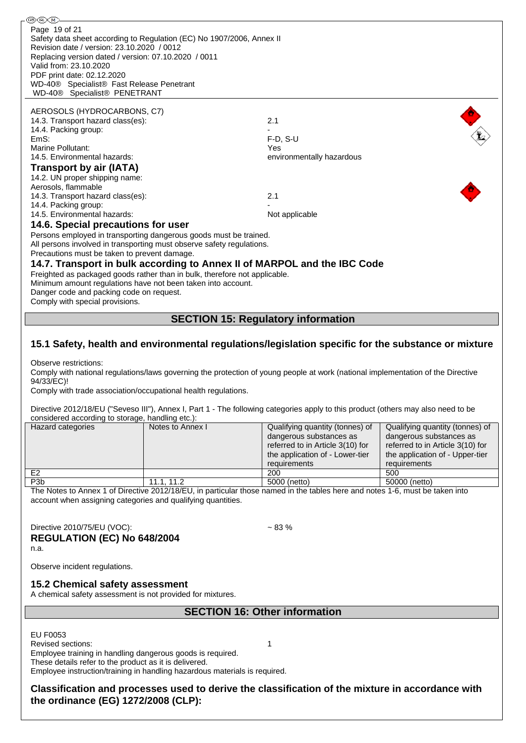AEROSOLS (HYDROCARBONS, C7)
14.3. Transport hazard class(es): 2.1
14.4. Packing group: -
EmS: F-D, S-U
Marine Pollutant: Yes
14.5. Environmental hazards: environmentally hazardous

### Transport by air (IATA)

14.2. UN proper shipping name:
Aerosols, flammable
14.3. Transport hazard class(es): 2.1
14.4. Packing group: -
14.5. Environmental hazards: Not applicable

### 14.6. Special precautions for user

Persons employed in transporting dangerous goods must be trained.
All persons involved in transporting must observe safety regulations.
Precautions must be taken to prevent damage.

### 14.7. Transport in bulk according to Annex II of MARPOL and the IBC Code

Freighted as packaged goods rather than in bulk, therefore not applicable.
Minimum amount regulations have not been taken into account.
Danger code and packing code on request.
Comply with special provisions.

## SECTION 15: Regulatory information

### 15.1 Safety, health and environmental regulations/legislation specific for the substance or mixture

Observe restrictions:
Comply with national regulations/laws governing the protection of young people at work (national implementation of the Directive 94/33/EC)!
Comply with trade association/occupational health regulations.

Directive 2012/18/EU ("Seveso III"), Annex I, Part 1 - The following categories apply to this product (others may also need to be considered according to storage, handling etc.):

| Hazard categories | Notes to Annex I | Qualifying quantity (tonnes) of dangerous substances as referred to in Article 3(10) for the application of - Lower-tier requirements | Qualifying quantity (tonnes) of dangerous substances as referred to in Article 3(10) for the application of - Upper-tier requirements |
|---|---|---|---|
| E2 | | 200 | 500 |
| P3b | 11.1, 11.2 | 5000 (netto) | 50000 (netto) |

The Notes to Annex 1 of Directive 2012/18/EU, in particular those named in the tables here and notes 1-6, must be taken into account when assigning categories and qualifying quantities.

Directive 2010/75/EU (VOC): ~ 83 %

**REGULATION (EC) No 648/2004**

n.a.

Observe incident regulations.

### 15.2 Chemical safety assessment

A chemical safety assessment is not provided for mixtures.

## SECTION 16: Other information

EU F0053
Revised sections: 1
Employee training in handling dangerous goods is required.
These details refer to the product as it is delivered.
Employee instruction/training in handling hazardous materials is required.

**Classification and processes used to derive the classification of the mixture in accordance with the ordinance (EG) 1272/2008 (CLP):**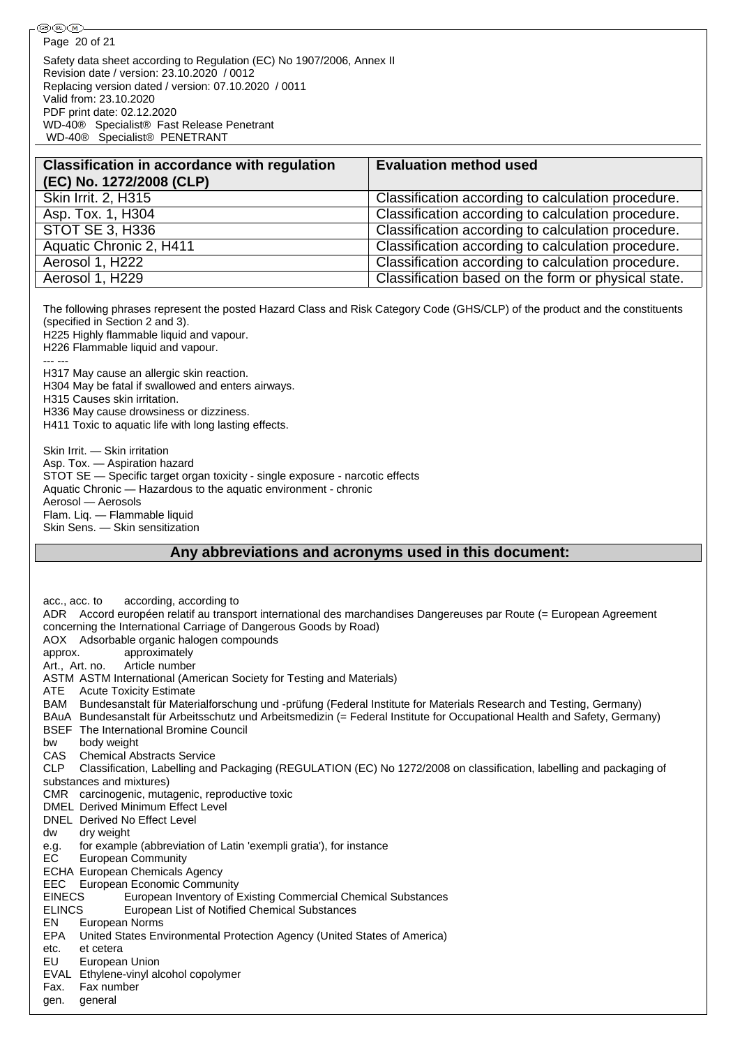| Classification in accordance with regulation (EC) No. 1272/2008 (CLP) | Evaluation method used |
|---|---|
| Skin Irrit. 2, H315 | Classification according to calculation procedure. |
| Asp. Tox. 1, H304 | Classification according to calculation procedure. |
| STOT SE 3, H336 | Classification according to calculation procedure. |
| Aquatic Chronic 2, H411 | Classification according to calculation procedure. |
| Aerosol 1, H222 | Classification according to calculation procedure. |
| Aerosol 1, H229 | Classification based on the form or physical state. |

The following phrases represent the posted Hazard Class and Risk Category Code (GHS/CLP) of the product and the constituents (specified in Section 2 and 3).

H225 Highly flammable liquid and vapour.
H226 Flammable liquid and vapour.
--- ---
H317 May cause an allergic skin reaction.
H304 May be fatal if swallowed and enters airways.
H315 Causes skin irritation.
H336 May cause drowsiness or dizziness.
H411 Toxic to aquatic life with long lasting effects.

Skin Irrit. — Skin irritation
Asp. Tox. — Aspiration hazard
STOT SE — Specific target organ toxicity - single exposure - narcotic effects
Aquatic Chronic — Hazardous to the aquatic environment - chronic
Aerosol — Aerosols
Flam. Liq. — Flammable liquid
Skin Sens. — Skin sensitization

## Any abbreviations and acronyms used in this document:

acc., acc. to according, according to
ADR Accord européen relatif au transport international des marchandises Dangereuses par Route (= European Agreement concerning the International Carriage of Dangerous Goods by Road)
AOX Adsorbable organic halogen compounds
approx. approximately
Art., Art. no. Article number
ASTM ASTM International (American Society for Testing and Materials)
ATE Acute Toxicity Estimate
BAM Bundesanstalt für Materialforschung und -prüfung (Federal Institute for Materials Research and Testing, Germany)
BAuA Bundesanstalt für Arbeitsschutz und Arbeitsmedizin (= Federal Institute for Occupational Health and Safety, Germany)
BSEF The International Bromine Council
bw body weight
CAS Chemical Abstracts Service
CLP Classification, Labelling and Packaging (REGULATION (EC) No 1272/2008 on classification, labelling and packaging of substances and mixtures)
CMR carcinogenic, mutagenic, reproductive toxic
DMEL Derived Minimum Effect Level
DNEL Derived No Effect Level
dw dry weight
e.g. for example (abbreviation of Latin 'exempli gratia'), for instance
EC European Community
ECHA European Chemicals Agency
EEC European Economic Community
EINECS European Inventory of Existing Commercial Chemical Substances
ELINCS European List of Notified Chemical Substances
EN European Norms
EPA United States Environmental Protection Agency (United States of America)
etc. et cetera
EU European Union
EVAL Ethylene-vinyl alcohol copolymer
Fax. Fax number
gen. general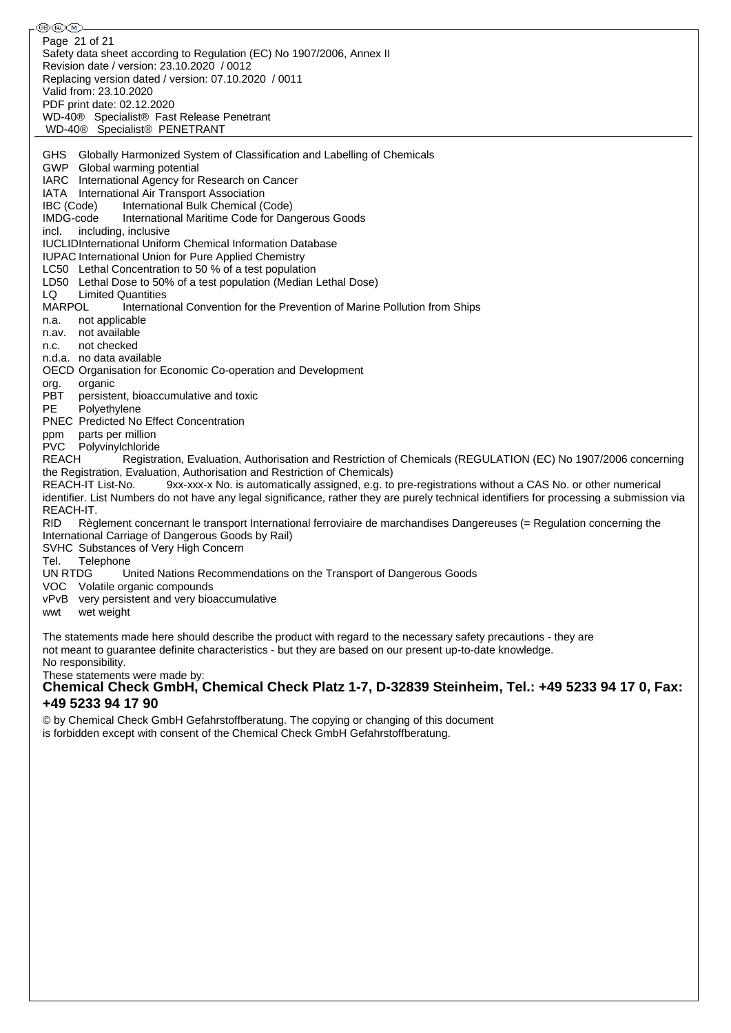GHS Globally Harmonized System of Classification and Labelling of Chemicals
GWP Global warming potential
IARC International Agency for Research on Cancer
IATA International Air Transport Association
IBC (Code) International Bulk Chemical (Code)
IMDG-code International Maritime Code for Dangerous Goods
incl. including, inclusive
IUCLID International Uniform Chemical Information Database
IUPAC International Union for Pure Applied Chemistry
LC50 Lethal Concentration to 50 % of a test population
LD50 Lethal Dose to 50% of a test population (Median Lethal Dose)
LQ Limited Quantities
MARPOL International Convention for the Prevention of Marine Pollution from Ships
n.a. not applicable
n.av. not available
n.c. not checked
n.d.a. no data available
OECD Organisation for Economic Co-operation and Development
org. organic
PBT persistent, bioaccumulative and toxic
PE Polyethylene
PNEC Predicted No Effect Concentration
ppm parts per million
PVC Polyvinylchloride
REACH Registration, Evaluation, Authorisation and Restriction of Chemicals (REGULATION (EC) No 1907/2006 concerning the Registration, Evaluation, Authorisation and Restriction of Chemicals)
REACH-IT List-No. 9xx-xxx-x No. is automatically assigned, e.g. to pre-registrations without a CAS No. or other numerical identifier. List Numbers do not have any legal significance, rather they are purely technical identifiers for processing a submission via REACH-IT.
RID Règlement concernant le transport International ferroviaire de marchandises Dangereuses (= Regulation concerning the International Carriage of Dangerous Goods by Rail)
SVHC Substances of Very High Concern
Tel. Telephone
UN RTDG United Nations Recommendations on the Transport of Dangerous Goods
VOC Volatile organic compounds
vPvB very persistent and very bioaccumulative
wwt wet weight

The statements made here should describe the product with regard to the necessary safety precautions - they are not meant to guarantee definite characteristics - but they are based on our present up-to-date knowledge.
No responsibility.
These statements were made by:

**Chemical Check GmbH, Chemical Check Platz 1-7, D-32839 Steinheim, Tel.: +49 5233 94 17 0, Fax: +49 5233 94 17 90**

© by Chemical Check GmbH Gefahrstoffberatung. The copying or changing of this document is forbidden except with consent of the Chemical Check GmbH Gefahrstoffberatung.